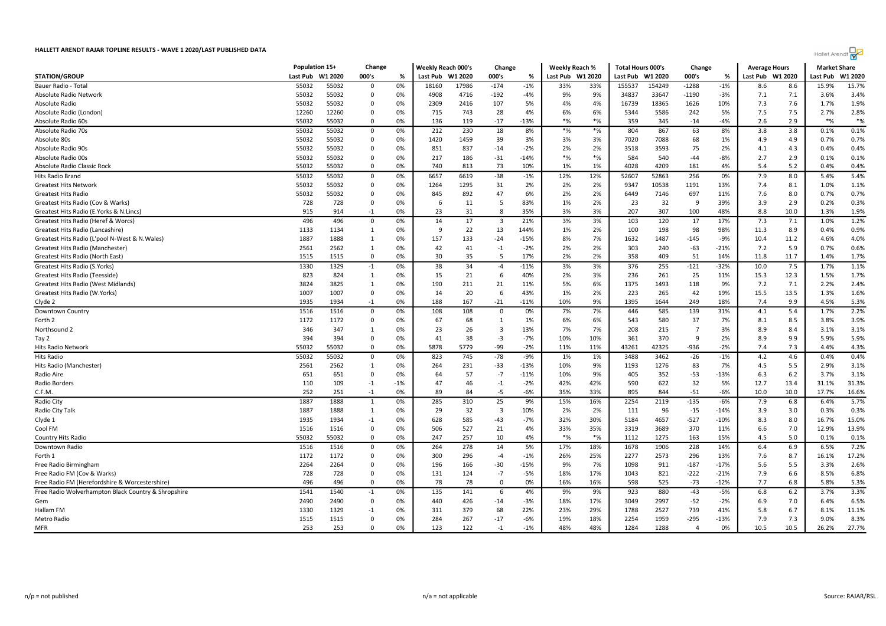# HALLETT ARENDT RAJAR TOPLINE RESULTS - WAVE 1 2020/LAST PUBLISHED DATA

| STATION/GROUP | Population 15+ | | Change | | Weekly Reach 000's | | Change | | Weekly Reach % | | Total Hours 000's | | Change | | Average Hours | | Market Share | |
|---|---|---|---|---|---|---|---|---|---|---|---|---|---|---|---|---|---|---|
| | Last Pub | W1 2020 | 000's | % | Last Pub | W1 2020 | 000's | % | Last Pub | W1 2020 | Last Pub | W1 2020 | 000's | % | Last Pub | W1 2020 | Last Pub | W1 2020 |
| Bauer Radio - Total | 55032 | 55032 | 0 | 0% | 18160 | 17986 | -174 | -1% | 33% | 33% | 155537 | 154249 | -1288 | -1% | 8.6 | 8.6 | 15.9% | 15.7% |
| Absolute Radio Network | 55032 | 55032 | 0 | 0% | 4908 | 4716 | -192 | -4% | 9% | 9% | 34837 | 33647 | -1190 | -3% | 7.1 | 7.1 | 3.6% | 3.4% |
| Absolute Radio | 55032 | 55032 | 0 | 0% | 2309 | 2416 | 107 | 5% | 4% | 4% | 16739 | 18365 | 1626 | 10% | 7.3 | 7.6 | 1.7% | 1.9% |
| Absolute Radio (London) | 12260 | 12260 | 0 | 0% | 715 | 743 | 28 | 4% | 6% | 6% | 5344 | 5586 | 242 | 5% | 7.5 | 7.5 | 2.7% | 2.8% |
| Absolute Radio 60s | 55032 | 55032 | 0 | 0% | 136 | 119 | -17 | -13% | *% | *% | 359 | 345 | -14 | -4% | 2.6 | 2.9 | *% | *% |
| Absolute Radio 70s | 55032 | 55032 | 0 | 0% | 212 | 230 | 18 | 8% | *% | *% | 804 | 867 | 63 | 8% | 3.8 | 3.8 | 0.1% | 0.1% |
| Absolute 80s | 55032 | 55032 | 0 | 0% | 1420 | 1459 | 39 | 3% | 3% | 3% | 7020 | 7088 | 68 | 1% | 4.9 | 4.9 | 0.7% | 0.7% |
| Absolute Radio 90s | 55032 | 55032 | 0 | 0% | 851 | 837 | -14 | -2% | 2% | 2% | 3518 | 3593 | 75 | 2% | 4.1 | 4.3 | 0.4% | 0.4% |
| Absolute Radio 00s | 55032 | 55032 | 0 | 0% | 217 | 186 | -31 | -14% | *% | *% | 584 | 540 | -44 | -8% | 2.7 | 2.9 | 0.1% | 0.1% |
| Absolute Radio Classic Rock | 55032 | 55032 | 0 | 0% | 740 | 813 | 73 | 10% | 1% | 1% | 4028 | 4209 | 181 | 4% | 5.4 | 5.2 | 0.4% | 0.4% |
| Hits Radio Brand | 55032 | 55032 | 0 | 0% | 6657 | 6619 | -38 | -1% | 12% | 12% | 52607 | 52863 | 256 | 0% | 7.9 | 8.0 | 5.4% | 5.4% |
| Greatest Hits Network | 55032 | 55032 | 0 | 0% | 1264 | 1295 | 31 | 2% | 2% | 2% | 9347 | 10538 | 1191 | 13% | 7.4 | 8.1 | 1.0% | 1.1% |
| Greatest Hits Radio | 55032 | 55032 | 0 | 0% | 845 | 892 | 47 | 6% | 2% | 2% | 6449 | 7146 | 697 | 11% | 7.6 | 8.0 | 0.7% | 0.7% |
| Greatest Hits Radio (Cov & Warks) | 728 | 728 | 0 | 0% | 6 | 11 | 5 | 83% | 1% | 2% | 23 | 32 | 9 | 39% | 3.9 | 2.9 | 0.2% | 0.3% |
| Greatest Hits Radio (E.Yorks & N.Lincs) | 915 | 914 | -1 | 0% | 23 | 31 | 8 | 35% | 3% | 3% | 207 | 307 | 100 | 48% | 8.8 | 10.0 | 1.3% | 1.9% |
| Greatest Hits Radio (Heref & Worcs) | 496 | 496 | 0 | 0% | 14 | 17 | 3 | 21% | 3% | 3% | 103 | 120 | 17 | 17% | 7.3 | 7.1 | 1.0% | 1.2% |
| Greatest Hits Radio (Lancashire) | 1133 | 1134 | 1 | 0% | 9 | 22 | 13 | 144% | 1% | 2% | 100 | 198 | 98 | 98% | 11.3 | 8.9 | 0.4% | 0.9% |
| Greatest Hits Radio (L'pool N-West & N.Wales) | 1887 | 1888 | 1 | 0% | 157 | 133 | -24 | -15% | 8% | 7% | 1632 | 1487 | -145 | -9% | 10.4 | 11.2 | 4.6% | 4.0% |
| Greatest Hits Radio (Manchester) | 2561 | 2562 | 1 | 0% | 42 | 41 | -1 | -2% | 2% | 2% | 303 | 240 | -63 | -21% | 7.2 | 5.9 | 0.7% | 0.6% |
| Greatest Hits Radio (North East) | 1515 | 1515 | 0 | 0% | 30 | 35 | 5 | 17% | 2% | 2% | 358 | 409 | 51 | 14% | 11.8 | 11.7 | 1.4% | 1.7% |
| Greatest Hits Radio (S.Yorks) | 1330 | 1329 | -1 | 0% | 38 | 34 | -4 | -11% | 3% | 3% | 376 | 255 | -121 | -32% | 10.0 | 7.5 | 1.7% | 1.1% |
| Greatest Hits Radio (Teesside) | 823 | 824 | 1 | 0% | 15 | 21 | 6 | 40% | 2% | 3% | 236 | 261 | 25 | 11% | 15.3 | 12.3 | 1.5% | 1.7% |
| Greatest Hits Radio (West Midlands) | 3824 | 3825 | 1 | 0% | 190 | 211 | 21 | 11% | 5% | 6% | 1375 | 1493 | 118 | 9% | 7.2 | 7.1 | 2.2% | 2.4% |
| Greatest Hits Radio (W.Yorks) | 1007 | 1007 | 0 | 0% | 14 | 20 | 6 | 43% | 1% | 2% | 223 | 265 | 42 | 19% | 15.5 | 13.5 | 1.3% | 1.6% |
| Clyde 2 | 1935 | 1934 | -1 | 0% | 188 | 167 | -21 | -11% | 10% | 9% | 1395 | 1644 | 249 | 18% | 7.4 | 9.9 | 4.5% | 5.3% |
| Downtown Country | 1516 | 1516 | 0 | 0% | 108 | 108 | 0 | 0% | 7% | 7% | 446 | 585 | 139 | 31% | 4.1 | 5.4 | 1.7% | 2.2% |
| Forth 2 | 1172 | 1172 | 0 | 0% | 67 | 68 | 1 | 1% | 6% | 6% | 543 | 580 | 37 | 7% | 8.1 | 8.5 | 3.8% | 3.9% |
| Northsound 2 | 346 | 347 | 1 | 0% | 23 | 26 | 3 | 13% | 7% | 7% | 208 | 215 | 7 | 3% | 8.9 | 8.4 | 3.1% | 3.1% |
| Tay 2 | 394 | 394 | 0 | 0% | 41 | 38 | -3 | -7% | 10% | 10% | 361 | 370 | 9 | 2% | 8.9 | 9.9 | 5.9% | 5.9% |
| Hits Radio Network | 55032 | 55032 | 0 | 0% | 5878 | 5779 | -99 | -2% | 11% | 11% | 43261 | 42325 | -936 | -2% | 7.4 | 7.3 | 4.4% | 4.3% |
| Hits Radio | 55032 | 55032 | 0 | 0% | 823 | 745 | -78 | -9% | 1% | 1% | 3488 | 3462 | -26 | -1% | 4.2 | 4.6 | 0.4% | 0.4% |
| Hits Radio (Manchester) | 2561 | 2562 | 1 | 0% | 264 | 231 | -33 | -13% | 10% | 9% | 1193 | 1276 | 83 | 7% | 4.5 | 5.5 | 2.9% | 3.1% |
| Radio Aire | 651 | 651 | 0 | 0% | 64 | 57 | -7 | -11% | 10% | 9% | 405 | 352 | -53 | -13% | 6.3 | 6.2 | 3.7% | 3.1% |
| Radio Borders | 110 | 109 | -1 | -1% | 47 | 46 | -1 | -2% | 42% | 42% | 590 | 622 | 32 | 5% | 12.7 | 13.4 | 31.1% | 31.3% |
| C.F.M. | 252 | 251 | -1 | 0% | 89 | 84 | -5 | -6% | 35% | 33% | 895 | 844 | -51 | -6% | 10.0 | 10.0 | 17.7% | 16.6% |
| Radio City | 1887 | 1888 | 1 | 0% | 285 | 310 | 25 | 9% | 15% | 16% | 2254 | 2119 | -135 | -6% | 7.9 | 6.8 | 6.4% | 5.7% |
| Radio City Talk | 1887 | 1888 | 1 | 0% | 29 | 32 | 3 | 10% | 2% | 2% | 111 | 96 | -15 | -14% | 3.9 | 3.0 | 0.3% | 0.3% |
| Clyde 1 | 1935 | 1934 | -1 | 0% | 628 | 585 | -43 | -7% | 32% | 30% | 5184 | 4657 | -527 | -10% | 8.3 | 8.0 | 16.7% | 15.0% |
| Cool FM | 1516 | 1516 | 0 | 0% | 506 | 527 | 21 | 4% | 33% | 35% | 3319 | 3689 | 370 | 11% | 6.6 | 7.0 | 12.9% | 13.9% |
| Country Hits Radio | 55032 | 55032 | 0 | 0% | 247 | 257 | 10 | 4% | *% | *% | 1112 | 1275 | 163 | 15% | 4.5 | 5.0 | 0.1% | 0.1% |
| Downtown Radio | 1516 | 1516 | 0 | 0% | 264 | 278 | 14 | 5% | 17% | 18% | 1678 | 1906 | 228 | 14% | 6.4 | 6.9 | 6.5% | 7.2% |
| Forth 1 | 1172 | 1172 | 0 | 0% | 300 | 296 | -4 | -1% | 26% | 25% | 2277 | 2573 | 296 | 13% | 7.6 | 8.7 | 16.1% | 17.2% |
| Free Radio Birmingham | 2264 | 2264 | 0 | 0% | 196 | 166 | -30 | -15% | 9% | 7% | 1098 | 911 | -187 | -17% | 5.6 | 5.5 | 3.3% | 2.6% |
| Free Radio FM (Cov & Warks) | 728 | 728 | 0 | 0% | 131 | 124 | -7 | -5% | 18% | 17% | 1043 | 821 | -222 | -21% | 7.9 | 6.6 | 8.5% | 6.8% |
| Free Radio FM (Herefordshire & Worcestershire) | 496 | 496 | 0 | 0% | 78 | 78 | 0 | 0% | 16% | 16% | 598 | 525 | -73 | -12% | 7.7 | 6.8 | 5.8% | 5.3% |
| Free Radio Wolverhampton Black Country & Shropshire | 1541 | 1540 | -1 | 0% | 135 | 141 | 6 | 4% | 9% | 9% | 923 | 880 | -43 | -5% | 6.8 | 6.2 | 3.7% | 3.3% |
| Gem | 2490 | 2490 | 0 | 0% | 440 | 426 | -14 | -3% | 18% | 17% | 3049 | 2997 | -52 | -2% | 6.9 | 7.0 | 6.4% | 6.5% |
| Hallam FM | 1330 | 1329 | -1 | 0% | 311 | 379 | 68 | 22% | 23% | 29% | 1788 | 2527 | 739 | 41% | 5.8 | 6.7 | 8.1% | 11.1% |
| Metro Radio | 1515 | 1515 | 0 | 0% | 284 | 267 | -17 | -6% | 19% | 18% | 2254 | 1959 | -295 | -13% | 7.9 | 7.3 | 9.0% | 8.3% |
| MFR | 253 | 253 | 0 | 0% | 123 | 122 | -1 | -1% | 48% | 48% | 1284 | 1288 | 4 | 0% | 10.5 | 10.5 | 26.2% | 27.7% |

n/p = not published

n/a = not applicable

Source: RAJAR/RSL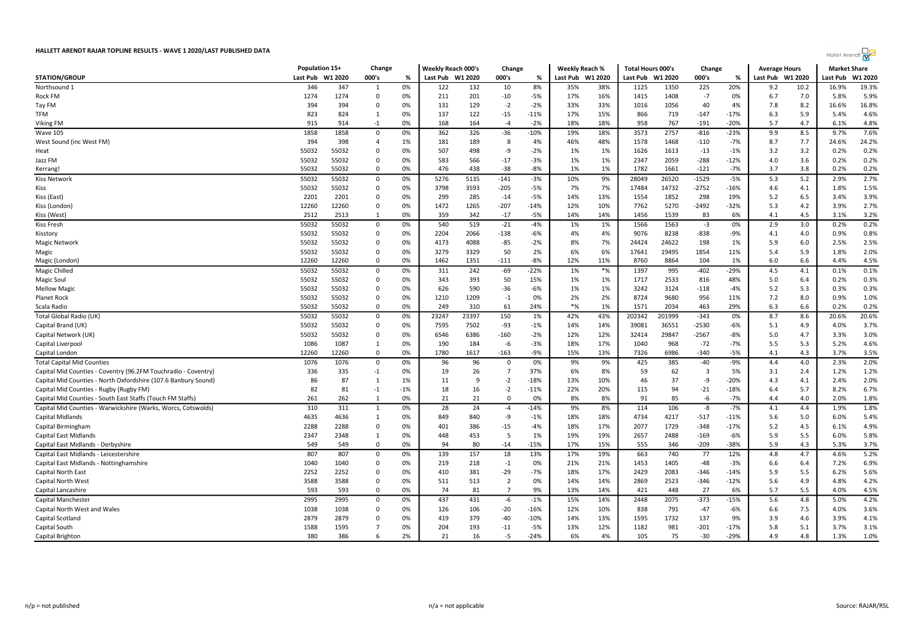# HALLETT ARENDT RAJAR TOPLINE RESULTS - WAVE 1 2020/LAST PUBLISHED DATA

| STATION/GROUP | Population 15+ | | Change | | Weekly Reach 000's | | Change | | Weekly Reach % | | Total Hours 000's | | Change | | Average Hours | | Market Share | |
|---|---|---|---|---|---|---|---|---|---|---|---|---|---|---|---|---|---|---|
| | Last Pub | W1 2020 | 000's | % | Last Pub | W1 2020 | 000's | % | Last Pub | W1 2020 | Last Pub | W1 2020 | 000's | % | Last Pub | W1 2020 | Last Pub | W1 2020 |
| Northsound 1 | 346 | 347 | 1 | 0% | 122 | 132 | 10 | 8% | 35% | 38% | 1125 | 1350 | 225 | 20% | 9.2 | 10.2 | 16.9% | 19.3% |
| Rock FM | 1274 | 1274 | 0 | 0% | 211 | 201 | -10 | -5% | 17% | 16% | 1415 | 1408 | -7 | 0% | 6.7 | 7.0 | 5.8% | 5.9% |
| Tay FM | 394 | 394 | 0 | 0% | 131 | 129 | -2 | -2% | 33% | 33% | 1016 | 1056 | 40 | 4% | 7.8 | 8.2 | 16.6% | 16.8% |
| TFM | 823 | 824 | 1 | 0% | 137 | 122 | -15 | -11% | 17% | 15% | 866 | 719 | -147 | -17% | 6.3 | 5.9 | 5.4% | 4.6% |
| Viking FM | 915 | 914 | -1 | 0% | 168 | 164 | -4 | -2% | 18% | 18% | 958 | 767 | -191 | -20% | 5.7 | 4.7 | 6.1% | 4.8% |
| Wave 105 | 1858 | 1858 | 0 | 0% | 362 | 326 | -36 | -10% | 19% | 18% | 3573 | 2757 | -816 | -23% | 9.9 | 8.5 | 9.7% | 7.6% |
| West Sound (inc West FM) | 394 | 398 | 4 | 1% | 181 | 189 | 8 | 4% | 46% | 48% | 1578 | 1468 | -110 | -7% | 8.7 | 7.7 | 24.6% | 24.2% |
| Heat | 55032 | 55032 | 0 | 0% | 507 | 498 | -9 | -2% | 1% | 1% | 1626 | 1613 | -13 | -1% | 3.2 | 3.2 | 0.2% | 0.2% |
| Jazz FM | 55032 | 55032 | 0 | 0% | 583 | 566 | -17 | -3% | 1% | 1% | 2347 | 2059 | -288 | -12% | 4.0 | 3.6 | 0.2% | 0.2% |
| Kerrang! | 55032 | 55032 | 0 | 0% | 476 | 438 | -38 | -8% | 1% | 1% | 1782 | 1661 | -121 | -7% | 3.7 | 3.8 | 0.2% | 0.2% |
| Kiss Network | 55032 | 55032 | 0 | 0% | 5276 | 5135 | -141 | -3% | 10% | 9% | 28049 | 26520 | -1529 | -5% | 5.3 | 5.2 | 2.9% | 2.7% |
| Kiss | 55032 | 55032 | 0 | 0% | 3798 | 3593 | -205 | -5% | 7% | 7% | 17484 | 14732 | -2752 | -16% | 4.6 | 4.1 | 1.8% | 1.5% |
| Kiss (East) | 2201 | 2201 | 0 | 0% | 299 | 285 | -14 | -5% | 14% | 13% | 1554 | 1852 | 298 | 19% | 5.2 | 6.5 | 3.4% | 3.9% |
| Kiss (London) | 12260 | 12260 | 0 | 0% | 1472 | 1265 | -207 | -14% | 12% | 10% | 7762 | 5270 | -2492 | -32% | 5.3 | 4.2 | 3.9% | 2.7% |
| Kiss (West) | 2512 | 2513 | 1 | 0% | 359 | 342 | -17 | -5% | 14% | 14% | 1456 | 1539 | 83 | 6% | 4.1 | 4.5 | 3.1% | 3.2% |
| Kiss Fresh | 55032 | 55032 | 0 | 0% | 540 | 519 | -21 | -4% | 1% | 1% | 1566 | 1563 | -3 | 0% | 2.9 | 3.0 | 0.2% | 0.2% |
| Kisstory | 55032 | 55032 | 0 | 0% | 2204 | 2066 | -138 | -6% | 4% | 4% | 9076 | 8238 | -838 | -9% | 4.1 | 4.0 | 0.9% | 0.8% |
| Magic Network | 55032 | 55032 | 0 | 0% | 4173 | 4088 | -85 | -2% | 8% | 7% | 24424 | 24622 | 198 | 1% | 5.9 | 6.0 | 2.5% | 2.5% |
| Magic | 55032 | 55032 | 0 | 0% | 3279 | 3329 | 50 | 2% | 6% | 6% | 17641 | 19495 | 1854 | 11% | 5.4 | 5.9 | 1.8% | 2.0% |
| Magic (London) | 12260 | 12260 | 0 | 0% | 1462 | 1351 | -111 | -8% | 12% | 11% | 8760 | 8864 | 104 | 1% | 6.0 | 6.6 | 4.4% | 4.5% |
| Magic Chilled | 55032 | 55032 | 0 | 0% | 311 | 242 | -69 | -22% | 1% | *% | 1397 | 995 | -402 | -29% | 4.5 | 4.1 | 0.1% | 0.1% |
| Magic Soul | 55032 | 55032 | 0 | 0% | 343 | 393 | 50 | 15% | 1% | 1% | 1717 | 2533 | 816 | 48% | 5.0 | 6.4 | 0.2% | 0.3% |
| Mellow Magic | 55032 | 55032 | 0 | 0% | 626 | 590 | -36 | -6% | 1% | 1% | 3242 | 3124 | -118 | -4% | 5.2 | 5.3 | 0.3% | 0.3% |
| Planet Rock | 55032 | 55032 | 0 | 0% | 1210 | 1209 | -1 | 0% | 2% | 2% | 8724 | 9680 | 956 | 11% | 7.2 | 8.0 | 0.9% | 1.0% |
| Scala Radio | 55032 | 55032 | 0 | 0% | 249 | 310 | 61 | 24% | *% | 1% | 1571 | 2034 | 463 | 29% | 6.3 | 6.6 | 0.2% | 0.2% |
| Total Global Radio (UK) | 55032 | 55032 | 0 | 0% | 23247 | 23397 | 150 | 1% | 42% | 43% | 202342 | 201999 | -343 | 0% | 8.7 | 8.6 | 20.6% | 20.6% |
| Capital Brand (UK) | 55032 | 55032 | 0 | 0% | 7595 | 7502 | -93 | -1% | 14% | 14% | 39081 | 36551 | -2530 | -6% | 5.1 | 4.9 | 4.0% | 3.7% |
| Capital Network (UK) | 55032 | 55032 | 0 | 0% | 6546 | 6386 | -160 | -2% | 12% | 12% | 32414 | 29847 | -2567 | -8% | 5.0 | 4.7 | 3.3% | 3.0% |
| Capital Liverpool | 1086 | 1087 | 1 | 0% | 190 | 184 | -6 | -3% | 18% | 17% | 1040 | 968 | -72 | -7% | 5.5 | 5.3 | 5.2% | 4.6% |
| Capital London | 12260 | 12260 | 0 | 0% | 1780 | 1617 | -163 | -9% | 15% | 13% | 7326 | 6986 | -340 | -5% | 4.1 | 4.3 | 3.7% | 3.5% |
| Total Capital Mid Counties | 1076 | 1076 | 0 | 0% | 96 | 96 | 0 | 0% | 9% | 9% | 425 | 385 | -40 | -9% | 4.4 | 4.0 | 2.3% | 2.0% |
| Capital Mid Counties - Coventry (96.2FM Touchradio - Coventry) | 336 | 335 | -1 | 0% | 19 | 26 | 7 | 37% | 6% | 8% | 59 | 62 | 3 | 5% | 3.1 | 2.4 | 1.2% | 1.2% |
| Capital Mid Counties - North Oxfordshire (107.6 Banbury Sound) | 86 | 87 | 1 | 1% | 11 | 9 | -2 | -18% | 13% | 10% | 46 | 37 | -9 | -20% | 4.3 | 4.1 | 2.4% | 2.0% |
| Capital Mid Counties - Rugby (Rugby FM) | 82 | 81 | -1 | -1% | 18 | 16 | -2 | -11% | 22% | 20% | 115 | 94 | -21 | -18% | 6.4 | 5.7 | 8.2% | 6.7% |
| Capital Mid Counties - South East Staffs (Touch FM Staffs) | 261 | 262 | 1 | 0% | 21 | 21 | 0 | 0% | 8% | 8% | 91 | 85 | -6 | -7% | 4.4 | 4.0 | 2.0% | 1.8% |
| Capital Mid Counties - Warwickshire (Warks, Worcs, Cotswolds) | 310 | 311 | 1 | 0% | 28 | 24 | -4 | -14% | 9% | 8% | 114 | 106 | -8 | -7% | 4.1 | 4.4 | 1.9% | 1.8% |
| Capital Midlands | 4635 | 4636 | 1 | 0% | 849 | 840 | -9 | -1% | 18% | 18% | 4734 | 4217 | -517 | -11% | 5.6 | 5.0 | 6.0% | 5.4% |
| Capital Birmingham | 2288 | 2288 | 0 | 0% | 401 | 386 | -15 | -4% | 18% | 17% | 2077 | 1729 | -348 | -17% | 5.2 | 4.5 | 6.1% | 4.9% |
| Capital East Midlands | 2347 | 2348 | 1 | 0% | 448 | 453 | 5 | 1% | 19% | 19% | 2657 | 2488 | -169 | -6% | 5.9 | 5.5 | 6.0% | 5.8% |
| Capital East Midlands - Derbyshire | 549 | 549 | 0 | 0% | 94 | 80 | -14 | -15% | 17% | 15% | 555 | 346 | -209 | -38% | 5.9 | 4.3 | 5.3% | 3.7% |
| Capital East Midlands - Leicestershire | 807 | 807 | 0 | 0% | 139 | 157 | 18 | 13% | 17% | 19% | 663 | 740 | 77 | 12% | 4.8 | 4.7 | 4.6% | 5.2% |
| Capital East Midlands - Nottinghamshire | 1040 | 1040 | 0 | 0% | 219 | 218 | -1 | 0% | 21% | 21% | 1453 | 1405 | -48 | -3% | 6.6 | 6.4 | 7.2% | 6.9% |
| Capital North East | 2252 | 2252 | 0 | 0% | 410 | 381 | -29 | -7% | 18% | 17% | 2429 | 2083 | -346 | -14% | 5.9 | 5.5 | 6.2% | 5.6% |
| Capital North West | 3588 | 3588 | 0 | 0% | 511 | 513 | 2 | 0% | 14% | 14% | 2869 | 2523 | -346 | -12% | 5.6 | 4.9 | 4.8% | 4.2% |
| Capital Lancashire | 593 | 593 | 0 | 0% | 74 | 81 | 7 | 9% | 13% | 14% | 421 | 448 | 27 | 6% | 5.7 | 5.5 | 4.0% | 4.5% |
| Capital Manchester | 2995 | 2995 | 0 | 0% | 437 | 431 | -6 | -1% | 15% | 14% | 2448 | 2075 | -373 | -15% | 5.6 | 4.8 | 5.0% | 4.2% |
| Capital North West and Wales | 1038 | 1038 | 0 | 0% | 126 | 106 | -20 | -16% | 12% | 10% | 838 | 791 | -47 | -6% | 6.6 | 7.5 | 4.0% | 3.6% |
| Capital Scotland | 2879 | 2879 | 0 | 0% | 419 | 379 | -40 | -10% | 14% | 13% | 1595 | 1732 | 137 | 9% | 3.9 | 4.6 | 3.9% | 4.1% |
| Capital South | 1588 | 1595 | 7 | 0% | 204 | 193 | -11 | -5% | 13% | 12% | 1182 | 981 | -201 | -17% | 5.8 | 5.1 | 3.7% | 3.1% |
| Capital Brighton | 380 | 386 | 6 | 2% | 21 | 16 | -5 | -24% | 6% | 4% | 105 | 75 | -30 | -29% | 4.9 | 4.8 | 1.3% | 1.0% |

n/p = not published

n/a = not applicable

Source: RAJAR/RSL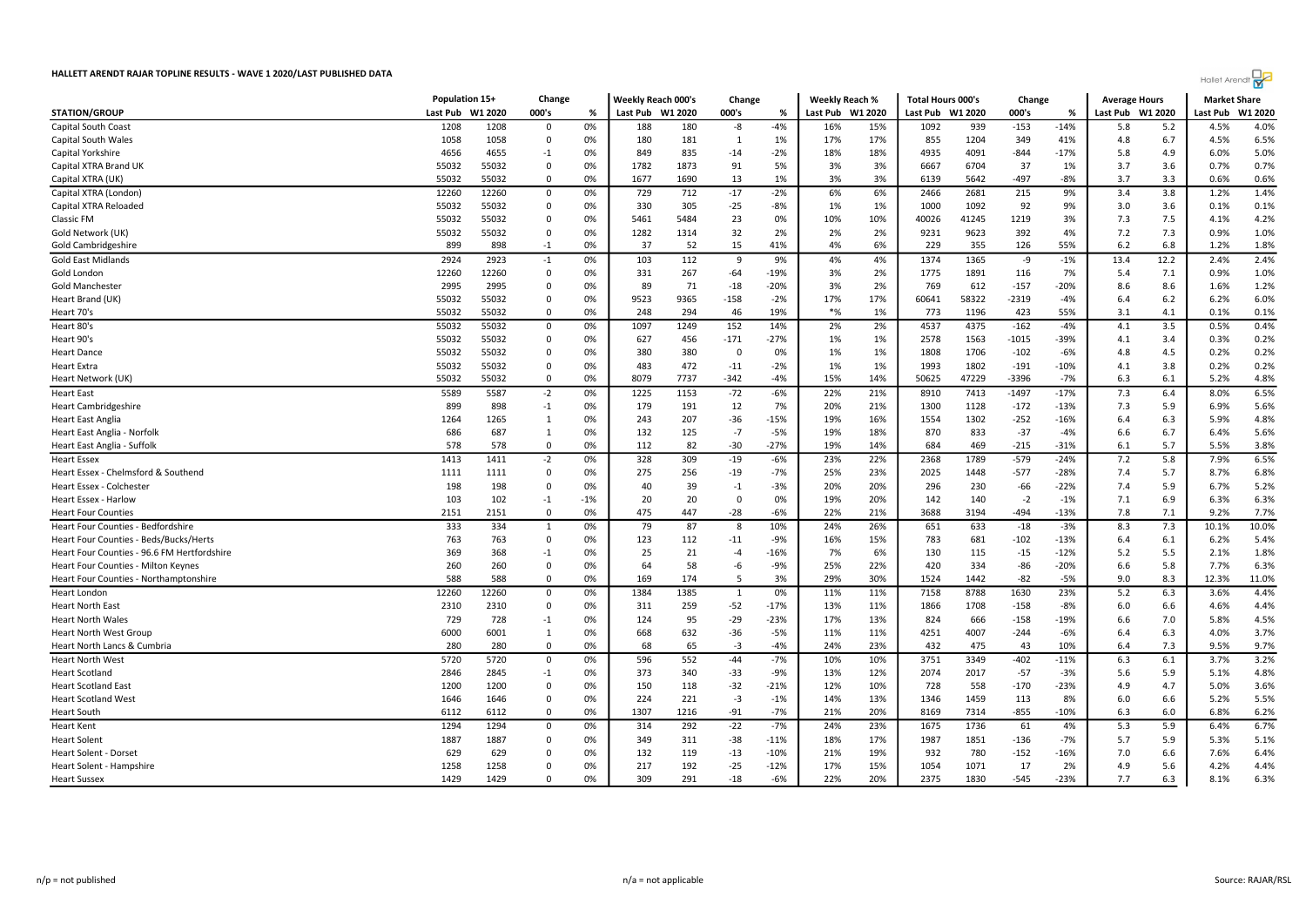## HALLETT ARENDT RAJAR TOPLINE RESULTS - WAVE 1 2020/LAST PUBLISHED DATA

| STATION/GROUP | Population 15+ | | Change | | Weekly Reach 000's | | Change | | Weekly Reach % | | Total Hours 000's | | Change | | Average Hours | | Market Share | |
|---|---|---|---|---|---|---|---|---|---|---|---|---|---|---|---|---|---|---|
| | Last Pub | W1 2020 | 000's | % | Last Pub | W1 2020 | 000's | % | Last Pub | W1 2020 | Last Pub | W1 2020 | 000's | % | Last Pub | W1 2020 | Last Pub | W1 2020 |
| Capital South Coast | 1208 | 1208 | 0 | 0% | 188 | 180 | -8 | -4% | 16% | 15% | 1092 | 939 | -153 | -14% | 5.8 | 5.2 | 4.5% | 4.0% |
| Capital South Wales | 1058 | 1058 | 0 | 0% | 180 | 181 | 1 | 1% | 17% | 17% | 855 | 1204 | 349 | 41% | 4.8 | 6.7 | 4.5% | 6.5% |
| Capital Yorkshire | 4656 | 4655 | -1 | 0% | 849 | 835 | -14 | -2% | 18% | 18% | 4935 | 4091 | -844 | -17% | 5.8 | 4.9 | 6.0% | 5.0% |
| Capital XTRA Brand UK | 55032 | 55032 | 0 | 0% | 1782 | 1873 | 91 | 5% | 3% | 3% | 6667 | 6704 | 37 | 1% | 3.7 | 3.6 | 0.7% | 0.7% |
| Capital XTRA (UK) | 55032 | 55032 | 0 | 0% | 1677 | 1690 | 13 | 1% | 3% | 3% | 6139 | 5642 | -497 | -8% | 3.7 | 3.3 | 0.6% | 0.6% |
| Capital XTRA (London) | 12260 | 12260 | 0 | 0% | 729 | 712 | -17 | -2% | 6% | 6% | 2466 | 2681 | 215 | 9% | 3.4 | 3.8 | 1.2% | 1.4% |
| Capital XTRA Reloaded | 55032 | 55032 | 0 | 0% | 330 | 305 | -25 | -8% | 1% | 1% | 1000 | 1092 | 92 | 9% | 3.0 | 3.6 | 0.1% | 0.1% |
| Classic FM | 55032 | 55032 | 0 | 0% | 5461 | 5484 | 23 | 0% | 10% | 10% | 40026 | 41245 | 1219 | 3% | 7.3 | 7.5 | 4.1% | 4.2% |
| Gold Network (UK) | 55032 | 55032 | 0 | 0% | 1282 | 1314 | 32 | 2% | 2% | 2% | 9231 | 9623 | 392 | 4% | 7.2 | 7.3 | 0.9% | 1.0% |
| Gold Cambridgeshire | 899 | 898 | -1 | 0% | 37 | 52 | 15 | 41% | 4% | 6% | 229 | 355 | 126 | 55% | 6.2 | 6.8 | 1.2% | 1.8% |
| Gold East Midlands | 2924 | 2923 | -1 | 0% | 103 | 112 | 9 | 9% | 4% | 4% | 1374 | 1365 | -9 | -1% | 13.4 | 12.2 | 2.4% | 2.4% |
| Gold London | 12260 | 12260 | 0 | 0% | 331 | 267 | -64 | -19% | 3% | 2% | 1775 | 1891 | 116 | 7% | 5.4 | 7.1 | 0.9% | 1.0% |
| Gold Manchester | 2995 | 2995 | 0 | 0% | 89 | 71 | -18 | -20% | 3% | 2% | 769 | 612 | -157 | -20% | 8.6 | 8.6 | 1.6% | 1.2% |
| Heart Brand (UK) | 55032 | 55032 | 0 | 0% | 9523 | 9365 | -158 | -2% | 17% | 17% | 60641 | 58322 | -2319 | -4% | 6.4 | 6.2 | 6.2% | 6.0% |
| Heart 70's | 55032 | 55032 | 0 | 0% | 248 | 294 | 46 | 19% | *% | 1% | 773 | 1196 | 423 | 55% | 3.1 | 4.1 | 0.1% | 0.1% |
| Heart 80's | 55032 | 55032 | 0 | 0% | 1097 | 1249 | 152 | 14% | 2% | 2% | 4537 | 4375 | -162 | -4% | 4.1 | 3.5 | 0.5% | 0.4% |
| Heart 90's | 55032 | 55032 | 0 | 0% | 627 | 456 | -171 | -27% | 1% | 1% | 2578 | 1563 | -1015 | -39% | 4.1 | 3.4 | 0.3% | 0.2% |
| Heart Dance | 55032 | 55032 | 0 | 0% | 380 | 380 | 0 | 0% | 1% | 1% | 1808 | 1706 | -102 | -6% | 4.8 | 4.5 | 0.2% | 0.2% |
| Heart Extra | 55032 | 55032 | 0 | 0% | 483 | 472 | -11 | -2% | 1% | 1% | 1993 | 1802 | -191 | -10% | 4.1 | 3.8 | 0.2% | 0.2% |
| Heart Network (UK) | 55032 | 55032 | 0 | 0% | 8079 | 7737 | -342 | -4% | 15% | 14% | 50625 | 47229 | -3396 | -7% | 6.3 | 6.1 | 5.2% | 4.8% |
| Heart East | 5589 | 5587 | -2 | 0% | 1225 | 1153 | -72 | -6% | 22% | 21% | 8910 | 7413 | -1497 | -17% | 7.3 | 6.4 | 8.0% | 6.5% |
| Heart Cambridgeshire | 899 | 898 | -1 | 0% | 179 | 191 | 12 | 7% | 20% | 21% | 1300 | 1128 | -172 | -13% | 7.3 | 5.9 | 6.9% | 5.6% |
| Heart East Anglia | 1264 | 1265 | 1 | 0% | 243 | 207 | -36 | -15% | 19% | 16% | 1554 | 1302 | -252 | -16% | 6.4 | 6.3 | 5.9% | 4.8% |
| Heart East Anglia - Norfolk | 686 | 687 | 1 | 0% | 132 | 125 | -7 | -5% | 19% | 18% | 870 | 833 | -37 | -4% | 6.6 | 6.7 | 6.4% | 5.6% |
| Heart East Anglia - Suffolk | 578 | 578 | 0 | 0% | 112 | 82 | -30 | -27% | 19% | 14% | 684 | 469 | -215 | -31% | 6.1 | 5.7 | 5.5% | 3.8% |
| Heart Essex | 1413 | 1411 | -2 | 0% | 328 | 309 | -19 | -6% | 23% | 22% | 2368 | 1789 | -579 | -24% | 7.2 | 5.8 | 7.9% | 6.5% |
| Heart Essex - Chelmsford & Southend | 1111 | 1111 | 0 | 0% | 275 | 256 | -19 | -7% | 25% | 23% | 2025 | 1448 | -577 | -28% | 7.4 | 5.7 | 8.7% | 6.8% |
| Heart Essex - Colchester | 198 | 198 | 0 | 0% | 40 | 39 | -1 | -3% | 20% | 20% | 296 | 230 | -66 | -22% | 7.4 | 5.9 | 6.7% | 5.2% |
| Heart Essex - Harlow | 103 | 102 | -1 | -1% | 20 | 20 | 0 | 0% | 19% | 20% | 142 | 140 | -2 | -1% | 7.1 | 6.9 | 6.3% | 6.3% |
| Heart Four Counties | 2151 | 2151 | 0 | 0% | 475 | 447 | -28 | -6% | 22% | 21% | 3688 | 3194 | -494 | -13% | 7.8 | 7.1 | 9.2% | 7.7% |
| Heart Four Counties - Bedfordshire | 333 | 334 | 1 | 0% | 79 | 87 | 8 | 10% | 24% | 26% | 651 | 633 | -18 | -3% | 8.3 | 7.3 | 10.1% | 10.0% |
| Heart Four Counties - Beds/Bucks/Herts | 763 | 763 | 0 | 0% | 123 | 112 | -11 | -9% | 16% | 15% | 783 | 681 | -102 | -13% | 6.4 | 6.1 | 6.2% | 5.4% |
| Heart Four Counties - 96.6 FM Hertfordshire | 369 | 368 | -1 | 0% | 25 | 21 | -4 | -16% | 7% | 6% | 130 | 115 | -15 | -12% | 5.2 | 5.5 | 2.1% | 1.8% |
| Heart Four Counties - Milton Keynes | 260 | 260 | 0 | 0% | 64 | 58 | -6 | -9% | 25% | 22% | 420 | 334 | -86 | -20% | 6.6 | 5.8 | 7.7% | 6.3% |
| Heart Four Counties - Northamptonshire | 588 | 588 | 0 | 0% | 169 | 174 | 5 | 3% | 29% | 30% | 1524 | 1442 | -82 | -5% | 9.0 | 8.3 | 12.3% | 11.0% |
| Heart London | 12260 | 12260 | 0 | 0% | 1384 | 1385 | 1 | 0% | 11% | 11% | 7158 | 8788 | 1630 | 23% | 5.2 | 6.3 | 3.6% | 4.4% |
| Heart North East | 2310 | 2310 | 0 | 0% | 311 | 259 | -52 | -17% | 13% | 11% | 1866 | 1708 | -158 | -8% | 6.0 | 6.6 | 4.6% | 4.4% |
| Heart North Wales | 729 | 728 | -1 | 0% | 124 | 95 | -29 | -23% | 17% | 13% | 824 | 666 | -158 | -19% | 6.6 | 7.0 | 5.8% | 4.5% |
| Heart North West Group | 6000 | 6001 | 1 | 0% | 668 | 632 | -36 | -5% | 11% | 11% | 4251 | 4007 | -244 | -6% | 6.4 | 6.3 | 4.0% | 3.7% |
| Heart North Lancs & Cumbria | 280 | 280 | 0 | 0% | 68 | 65 | -3 | -4% | 24% | 23% | 432 | 475 | 43 | 10% | 6.4 | 7.3 | 9.5% | 9.7% |
| Heart North West | 5720 | 5720 | 0 | 0% | 596 | 552 | -44 | -7% | 10% | 10% | 3751 | 3349 | -402 | -11% | 6.3 | 6.1 | 3.7% | 3.2% |
| Heart Scotland | 2846 | 2845 | -1 | 0% | 373 | 340 | -33 | -9% | 13% | 12% | 2074 | 2017 | -57 | -3% | 5.6 | 5.9 | 5.1% | 4.8% |
| Heart Scotland East | 1200 | 1200 | 0 | 0% | 150 | 118 | -32 | -21% | 12% | 10% | 728 | 558 | -170 | -23% | 4.9 | 4.7 | 5.0% | 3.6% |
| Heart Scotland West | 1646 | 1646 | 0 | 0% | 224 | 221 | -3 | -1% | 14% | 13% | 1346 | 1459 | 113 | 8% | 6.0 | 6.6 | 5.2% | 5.5% |
| Heart South | 6112 | 6112 | 0 | 0% | 1307 | 1216 | -91 | -7% | 21% | 20% | 8169 | 7314 | -855 | -10% | 6.3 | 6.0 | 6.8% | 6.2% |
| Heart Kent | 1294 | 1294 | 0 | 0% | 314 | 292 | -22 | -7% | 24% | 23% | 1675 | 1736 | 61 | 4% | 5.3 | 5.9 | 6.4% | 6.7% |
| Heart Solent | 1887 | 1887 | 0 | 0% | 349 | 311 | -38 | -11% | 18% | 17% | 1987 | 1851 | -136 | -7% | 5.7 | 5.9 | 5.3% | 5.1% |
| Heart Solent - Dorset | 629 | 629 | 0 | 0% | 132 | 119 | -13 | -10% | 21% | 19% | 932 | 780 | -152 | -16% | 7.0 | 6.6 | 7.6% | 6.4% |
| Heart Solent - Hampshire | 1258 | 1258 | 0 | 0% | 217 | 192 | -25 | -12% | 17% | 15% | 1054 | 1071 | 17 | 2% | 4.9 | 5.6 | 4.2% | 4.4% |
| Heart Sussex | 1429 | 1429 | 0 | 0% | 309 | 291 | -18 | -6% | 22% | 20% | 2375 | 1830 | -545 | -23% | 7.7 | 6.3 | 8.1% | 6.3% |

n/p = not published

n/a = not applicable

Source: RAJAR/RSL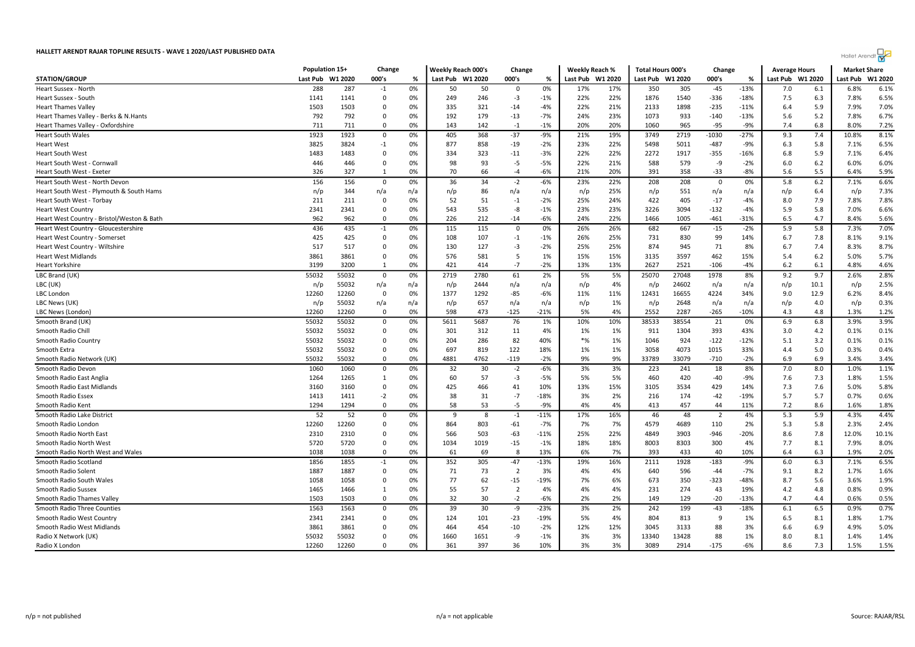# HALLETT ARENDT RAJAR TOPLINE RESULTS - WAVE 1 2020/LAST PUBLISHED DATA

| STATION/GROUP | Population 15+ | | Change | | Weekly Reach 000's | | Change | | Weekly Reach % | | Total Hours 000's | | Change | | Average Hours | | Market Share | |
|---|---|---|---|---|---|---|---|---|---|---|---|---|---|---|---|---|---|---|
| | Last Pub | W1 2020 | 000's | % | Last Pub | W1 2020 | 000's | % | Last Pub | W1 2020 | Last Pub | W1 2020 | 000's | % | Last Pub | W1 2020 | Last Pub | W1 2020 |
| Heart Sussex - North | 288 | 287 | -1 | 0% | 50 | 50 | 0 | 0% | 17% | 17% | 350 | 305 | -45 | -13% | 7.0 | 6.1 | 6.8% | 6.1% |
| Heart Sussex - South | 1141 | 1141 | 0 | 0% | 249 | 246 | -3 | -1% | 22% | 22% | 1876 | 1540 | -336 | -18% | 7.5 | 6.3 | 7.8% | 6.5% |
| Heart Thames Valley | 1503 | 1503 | 0 | 0% | 335 | 321 | -14 | -4% | 22% | 21% | 2133 | 1898 | -235 | -11% | 6.4 | 5.9 | 7.9% | 7.0% |
| Heart Thames Valley - Berks & N.Hants | 792 | 792 | 0 | 0% | 192 | 179 | -13 | -7% | 24% | 23% | 1073 | 933 | -140 | -13% | 5.6 | 5.2 | 7.8% | 6.7% |
| Heart Thames Valley - Oxfordshire | 711 | 711 | 0 | 0% | 143 | 142 | -1 | -1% | 20% | 20% | 1060 | 965 | -95 | -9% | 7.4 | 6.8 | 8.0% | 7.2% |
| Heart South Wales | 1923 | 1923 | 0 | 0% | 405 | 368 | -37 | -9% | 21% | 19% | 3749 | 2719 | -1030 | -27% | 9.3 | 7.4 | 10.8% | 8.1% |
| Heart West | 3825 | 3824 | -1 | 0% | 877 | 858 | -19 | -2% | 23% | 22% | 5498 | 5011 | -487 | -9% | 6.3 | 5.8 | 7.1% | 6.5% |
| Heart South West | 1483 | 1483 | 0 | 0% | 334 | 323 | -11 | -3% | 22% | 22% | 2272 | 1917 | -355 | -16% | 6.8 | 5.9 | 7.1% | 6.4% |
| Heart South West - Cornwall | 446 | 446 | 0 | 0% | 98 | 93 | -5 | -5% | 22% | 21% | 588 | 579 | -9 | -2% | 6.0 | 6.2 | 6.0% | 6.0% |
| Heart South West - Exeter | 326 | 327 | 1 | 0% | 70 | 66 | -4 | -6% | 21% | 20% | 391 | 358 | -33 | -8% | 5.6 | 5.5 | 6.4% | 5.9% |
| Heart South West - North Devon | 156 | 156 | 0 | 0% | 36 | 34 | -2 | -6% | 23% | 22% | 208 | 208 | 0 | 0% | 5.8 | 6.2 | 7.1% | 6.6% |
| Heart South West - Plymouth & South Hams | n/p | 344 | n/a | n/a | n/p | 86 | n/a | n/a | n/p | 25% | n/p | 551 | n/a | n/a | n/p | 6.4 | n/p | 7.3% |
| Heart South West - Torbay | 211 | 211 | 0 | 0% | 52 | 51 | -1 | -2% | 25% | 24% | 422 | 405 | -17 | -4% | 8.0 | 7.9 | 7.8% | 7.8% |
| Heart West Country | 2341 | 2341 | 0 | 0% | 543 | 535 | -8 | -1% | 23% | 23% | 3226 | 3094 | -132 | -4% | 5.9 | 5.8 | 7.0% | 6.6% |
| Heart West Country - Bristol/Weston & Bath | 962 | 962 | 0 | 0% | 226 | 212 | -14 | -6% | 24% | 22% | 1466 | 1005 | -461 | -31% | 6.5 | 4.7 | 8.4% | 5.6% |
| Heart West Country - Gloucestershire | 436 | 435 | -1 | 0% | 115 | 115 | 0 | 0% | 26% | 26% | 682 | 667 | -15 | -2% | 5.9 | 5.8 | 7.3% | 7.0% |
| Heart West Country - Somerset | 425 | 425 | 0 | 0% | 108 | 107 | -1 | -1% | 26% | 25% | 731 | 830 | 99 | 14% | 6.7 | 7.8 | 8.1% | 9.1% |
| Heart West Country - Wiltshire | 517 | 517 | 0 | 0% | 130 | 127 | -3 | -2% | 25% | 25% | 874 | 945 | 71 | 8% | 6.7 | 7.4 | 8.3% | 8.7% |
| Heart West Midlands | 3861 | 3861 | 0 | 0% | 576 | 581 | 5 | 1% | 15% | 15% | 3135 | 3597 | 462 | 15% | 5.4 | 6.2 | 5.0% | 5.7% |
| Heart Yorkshire | 3199 | 3200 | 1 | 0% | 421 | 414 | -7 | -2% | 13% | 13% | 2627 | 2521 | -106 | -4% | 6.2 | 6.1 | 4.8% | 4.6% |
| LBC Brand (UK) | 55032 | 55032 | 0 | 0% | 2719 | 2780 | 61 | 2% | 5% | 5% | 25070 | 27048 | 1978 | 8% | 9.2 | 9.7 | 2.6% | 2.8% |
| LBC (UK) | n/p | 55032 | n/a | n/a | n/p | 2444 | n/a | n/a | n/p | 4% | n/p | 24602 | n/a | n/a | n/p | 10.1 | n/p | 2.5% |
| LBC London | 12260 | 12260 | 0 | 0% | 1377 | 1292 | -85 | -6% | 11% | 11% | 12431 | 16655 | 4224 | 34% | 9.0 | 12.9 | 6.2% | 8.4% |
| LBC News (UK) | n/p | 55032 | n/a | n/a | n/p | 657 | n/a | n/a | n/p | 1% | n/p | 2648 | n/a | n/a | n/p | 4.0 | n/p | 0.3% |
| LBC News (London) | 12260 | 12260 | 0 | 0% | 598 | 473 | -125 | -21% | 5% | 4% | 2552 | 2287 | -265 | -10% | 4.3 | 4.8 | 1.3% | 1.2% |
| Smooth Brand (UK) | 55032 | 55032 | 0 | 0% | 5611 | 5687 | 76 | 1% | 10% | 10% | 38533 | 38554 | 21 | 0% | 6.9 | 6.8 | 3.9% | 3.9% |
| Smooth Radio Chill | 55032 | 55032 | 0 | 0% | 301 | 312 | 11 | 4% | 1% | 1% | 911 | 1304 | 393 | 43% | 3.0 | 4.2 | 0.1% | 0.1% |
| Smooth Radio Country | 55032 | 55032 | 0 | 0% | 204 | 286 | 82 | 40% | *% | 1% | 1046 | 924 | -122 | -12% | 5.1 | 3.2 | 0.1% | 0.1% |
| Smooth Extra | 55032 | 55032 | 0 | 0% | 697 | 819 | 122 | 18% | 1% | 1% | 3058 | 4073 | 1015 | 33% | 4.4 | 5.0 | 0.3% | 0.4% |
| Smooth Radio Network (UK) | 55032 | 55032 | 0 | 0% | 4881 | 4762 | -119 | -2% | 9% | 9% | 33789 | 33079 | -710 | -2% | 6.9 | 6.9 | 3.4% | 3.4% |
| Smooth Radio Devon | 1060 | 1060 | 0 | 0% | 32 | 30 | -2 | -6% | 3% | 3% | 223 | 241 | 18 | 8% | 7.0 | 8.0 | 1.0% | 1.1% |
| Smooth Radio East Anglia | 1264 | 1265 | 1 | 0% | 60 | 57 | -3 | -5% | 5% | 5% | 460 | 420 | -40 | -9% | 7.6 | 7.3 | 1.8% | 1.5% |
| Smooth Radio East Midlands | 3160 | 3160 | 0 | 0% | 425 | 466 | 41 | 10% | 13% | 15% | 3105 | 3534 | 429 | 14% | 7.3 | 7.6 | 5.0% | 5.8% |
| Smooth Radio Essex | 1413 | 1411 | -2 | 0% | 38 | 31 | -7 | -18% | 3% | 2% | 216 | 174 | -42 | -19% | 5.7 | 5.7 | 0.7% | 0.6% |
| Smooth Radio Kent | 1294 | 1294 | 0 | 0% | 58 | 53 | -5 | -9% | 4% | 4% | 413 | 457 | 44 | 11% | 7.2 | 8.6 | 1.6% | 1.8% |
| Smooth Radio Lake District | 52 | 52 | 0 | 0% | 9 | 8 | -1 | -11% | 17% | 16% | 46 | 48 | 2 | 4% | 5.3 | 5.9 | 4.3% | 4.4% |
| Smooth Radio London | 12260 | 12260 | 0 | 0% | 864 | 803 | -61 | -7% | 7% | 7% | 4579 | 4689 | 110 | 2% | 5.3 | 5.8 | 2.3% | 2.4% |
| Smooth Radio North East | 2310 | 2310 | 0 | 0% | 566 | 503 | -63 | -11% | 25% | 22% | 4849 | 3903 | -946 | -20% | 8.6 | 7.8 | 12.0% | 10.1% |
| Smooth Radio North West | 5720 | 5720 | 0 | 0% | 1034 | 1019 | -15 | -1% | 18% | 18% | 8003 | 8303 | 300 | 4% | 7.7 | 8.1 | 7.9% | 8.0% |
| Smooth Radio North West and Wales | 1038 | 1038 | 0 | 0% | 61 | 69 | 8 | 13% | 6% | 7% | 393 | 433 | 40 | 10% | 6.4 | 6.3 | 1.9% | 2.0% |
| Smooth Radio Scotland | 1856 | 1855 | -1 | 0% | 352 | 305 | -47 | -13% | 19% | 16% | 2111 | 1928 | -183 | -9% | 6.0 | 6.3 | 7.1% | 6.5% |
| Smooth Radio Solent | 1887 | 1887 | 0 | 0% | 71 | 73 | 2 | 3% | 4% | 4% | 640 | 596 | -44 | -7% | 9.1 | 8.2 | 1.7% | 1.6% |
| Smooth Radio South Wales | 1058 | 1058 | 0 | 0% | 77 | 62 | -15 | -19% | 7% | 6% | 673 | 350 | -323 | -48% | 8.7 | 5.6 | 3.6% | 1.9% |
| Smooth Radio Sussex | 1465 | 1466 | 1 | 0% | 55 | 57 | 2 | 4% | 4% | 4% | 231 | 274 | 43 | 19% | 4.2 | 4.8 | 0.8% | 0.9% |
| Smooth Radio Thames Valley | 1503 | 1503 | 0 | 0% | 32 | 30 | -2 | -6% | 2% | 2% | 149 | 129 | -20 | -13% | 4.7 | 4.4 | 0.6% | 0.5% |
| Smooth Radio Three Counties | 1563 | 1563 | 0 | 0% | 39 | 30 | -9 | -23% | 3% | 2% | 242 | 199 | -43 | -18% | 6.1 | 6.5 | 0.9% | 0.7% |
| Smooth Radio West Country | 2341 | 2341 | 0 | 0% | 124 | 101 | -23 | -19% | 5% | 4% | 804 | 813 | 9 | 1% | 6.5 | 8.1 | 1.8% | 1.7% |
| Smooth Radio West Midlands | 3861 | 3861 | 0 | 0% | 464 | 454 | -10 | -2% | 12% | 12% | 3045 | 3133 | 88 | 3% | 6.6 | 6.9 | 4.9% | 5.0% |
| Radio X Network (UK) | 55032 | 55032 | 0 | 0% | 1660 | 1651 | -9 | -1% | 3% | 3% | 13340 | 13428 | 88 | 1% | 8.0 | 8.1 | 1.4% | 1.4% |
| Radio X London | 12260 | 12260 | 0 | 0% | 361 | 397 | 36 | 10% | 3% | 3% | 3089 | 2914 | -175 | -6% | 8.6 | 7.3 | 1.5% | 1.5% |

n/p = not published

n/a = not applicable

Source: RAJAR/RSL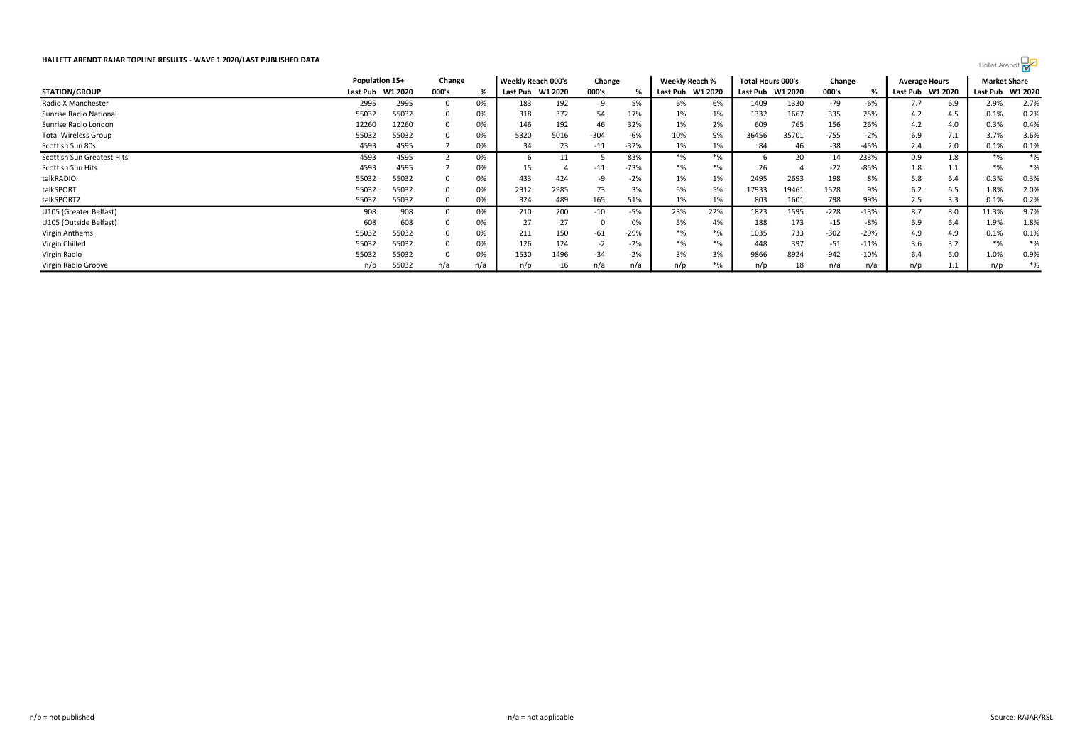**HALLETT ARENDT RAJAR TOPLINE RESULTS - WAVE 1 2020/LAST PUBLISHED DATA**

| | Population 15+ | | Change | | Weekly Reach 000's | | Change | | Weekly Reach % | | Total Hours 000's | | Change | | Average Hours | | Market Share | |
|---|---|---|---|---|---|---|---|---|---|---|---|---|---|---|---|---|---|---|
| STATION/GROUP | Last Pub | W1 2020 | 000's | % | Last Pub | W1 2020 | 000's | % | Last Pub | W1 2020 | Last Pub | W1 2020 | 000's | % | Last Pub | W1 2020 | Last Pub | W1 2020 |
| Radio X Manchester | 2995 | 2995 | 0 | 0% | 183 | 192 | 9 | 5% | 6% | 6% | 1409 | 1330 | -79 | -6% | 7.7 | 6.9 | 2.9% | 2.7% |
| Sunrise Radio National | 55032 | 55032 | 0 | 0% | 318 | 372 | 54 | 17% | 1% | 1% | 1332 | 1667 | 335 | 25% | 4.2 | 4.5 | 0.1% | 0.2% |
| Sunrise Radio London | 12260 | 12260 | 0 | 0% | 146 | 192 | 46 | 32% | 1% | 2% | 609 | 765 | 156 | 26% | 4.2 | 4.0 | 0.3% | 0.4% |
| Total Wireless Group | 55032 | 55032 | 0 | 0% | 5320 | 5016 | -304 | -6% | 10% | 9% | 36456 | 35701 | -755 | -2% | 6.9 | 7.1 | 3.7% | 3.6% |
| Scottish Sun 80s | 4593 | 4595 | 2 | 0% | 34 | 23 | -11 | -32% | 1% | 1% | 84 | 46 | -38 | -45% | 2.4 | 2.0 | 0.1% | 0.1% |
| Scottish Sun Greatest Hits | 4593 | 4595 | 2 | 0% | 6 | 11 | 5 | 83% | *% | *% | 6 | 20 | 14 | 233% | 0.9 | 1.8 | *% | *% |
| Scottish Sun Hits | 4593 | 4595 | 2 | 0% | 15 | 4 | -11 | -73% | *% | *% | 26 | 4 | -22 | -85% | 1.8 | 1.1 | *% | *% |
| talkRADIO | 55032 | 55032 | 0 | 0% | 433 | 424 | -9 | -2% | 1% | 1% | 2495 | 2693 | 198 | 8% | 5.8 | 6.4 | 0.3% | 0.3% |
| talkSPORT | 55032 | 55032 | 0 | 0% | 2912 | 2985 | 73 | 3% | 5% | 5% | 17933 | 19461 | 1528 | 9% | 6.2 | 6.5 | 1.8% | 2.0% |
| talkSPORT2 | 55032 | 55032 | 0 | 0% | 324 | 489 | 165 | 51% | 1% | 1% | 803 | 1601 | 798 | 99% | 2.5 | 3.3 | 0.1% | 0.2% |
| U105 (Greater Belfast) | 908 | 908 | 0 | 0% | 210 | 200 | -10 | -5% | 23% | 22% | 1823 | 1595 | -228 | -13% | 8.7 | 8.0 | 11.3% | 9.7% |
| U105 (Outside Belfast) | 608 | 608 | 0 | 0% | 27 | 27 | 0 | 0% | 5% | 4% | 188 | 173 | -15 | -8% | 6.9 | 6.4 | 1.9% | 1.8% |
| Virgin Anthems | 55032 | 55032 | 0 | 0% | 211 | 150 | -61 | -29% | *% | *% | 1035 | 733 | -302 | -29% | 4.9 | 4.9 | 0.1% | 0.1% |
| Virgin Chilled | 55032 | 55032 | 0 | 0% | 126 | 124 | -2 | -2% | *% | *% | 448 | 397 | -51 | -11% | 3.6 | 3.2 | *% | *% |
| Virgin Radio | 55032 | 55032 | 0 | 0% | 1530 | 1496 | -34 | -2% | 3% | 3% | 9866 | 8924 | -942 | -10% | 6.4 | 6.0 | 1.0% | 0.9% |
| Virgin Radio Groove | n/p | 55032 | n/a | n/a | n/p | 16 | n/a | n/a | n/p | *% | n/p | 18 | n/a | n/a | n/p | 1.1 | n/p | *% |

n/p = not published

n/a = not applicable

Source: RAJAR/RSL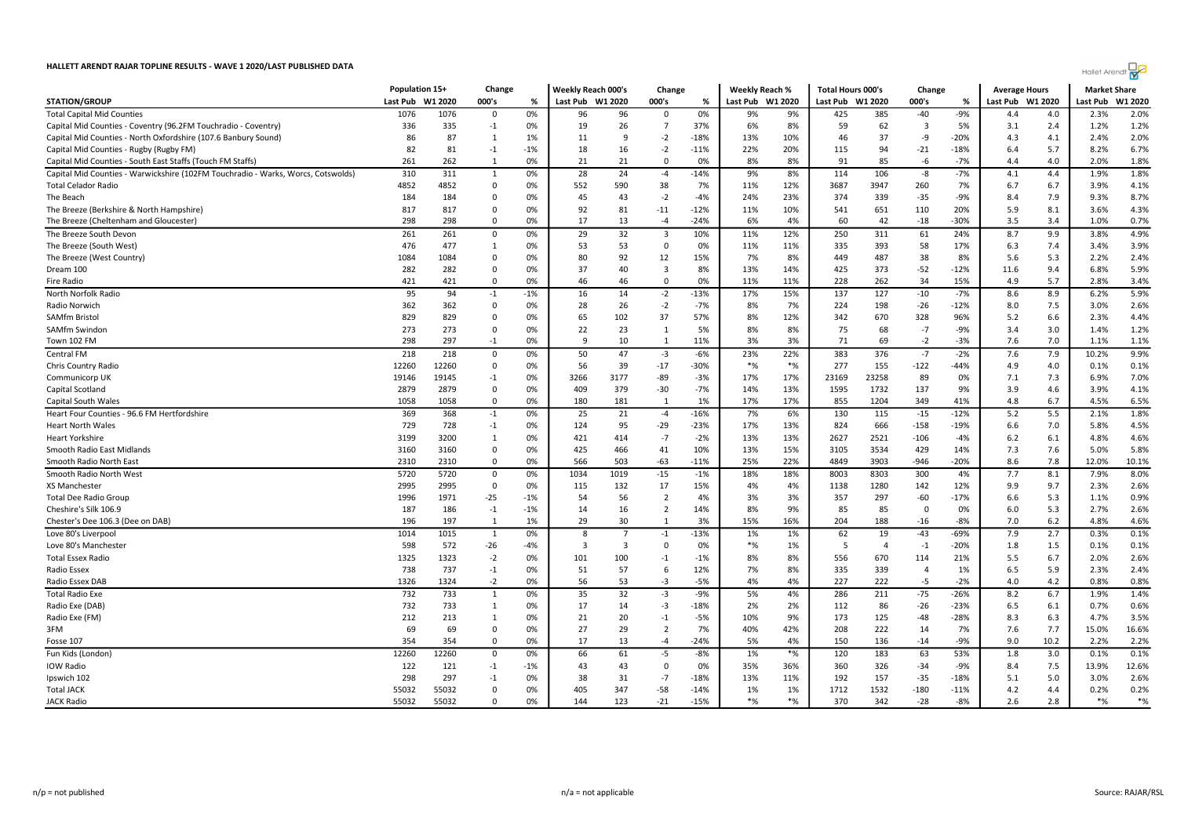# HALLETT ARENDT RAJAR TOPLINE RESULTS - WAVE 1 2020/LAST PUBLISHED DATA

| STATION/GROUP | Population 15+ Last Pub | Population 15+ W1 2020 | Change 000's | Change % | Weekly Reach 000's Last Pub | Weekly Reach 000's W1 2020 | Change 000's | Change % | Weekly Reach % Last Pub | Weekly Reach % W1 2020 | Total Hours 000's Last Pub | Total Hours 000's W1 2020 | Change 000's | Change % | Average Hours Last Pub | Average Hours W1 2020 | Market Share Last Pub | Market Share W1 2020 |
|---|---|---|---|---|---|---|---|---|---|---|---|---|---|---|---|---|---|---|
| Total Capital Mid Counties | 1076 | 1076 | 0 | 0% | 96 | 96 | 0 | 0% | 9% | 9% | 425 | 385 | -40 | -9% | 4.4 | 4.0 | 2.3% | 2.0% |
| Capital Mid Counties - Coventry (96.2FM Touchradio - Coventry) | 336 | 335 | -1 | 0% | 19 | 26 | 7 | 37% | 6% | 8% | 59 | 62 | 3 | 5% | 3.1 | 2.4 | 1.2% | 1.2% |
| Capital Mid Counties - North Oxfordshire (107.6 Banbury Sound) | 86 | 87 | 1 | 1% | 11 | 9 | -2 | -18% | 13% | 10% | 46 | 37 | -9 | -20% | 4.3 | 4.1 | 2.4% | 2.0% |
| Capital Mid Counties - Rugby (Rugby FM) | 82 | 81 | -1 | -1% | 18 | 16 | -2 | -11% | 22% | 20% | 115 | 94 | -21 | -18% | 6.4 | 5.7 | 8.2% | 6.7% |
| Capital Mid Counties - South East Staffs (Touch FM Staffs) | 261 | 262 | 1 | 0% | 21 | 21 | 0 | 0% | 8% | 8% | 91 | 85 | -6 | -7% | 4.4 | 4.0 | 2.0% | 1.8% |
| Capital Mid Counties - Warwickshire (102FM Touchradio - Warks, Worcs, Cotswolds) | 310 | 311 | 1 | 0% | 28 | 24 | -4 | -14% | 9% | 8% | 114 | 106 | -8 | -7% | 4.1 | 4.4 | 1.9% | 1.8% |
| Total Celador Radio | 4852 | 4852 | 0 | 0% | 552 | 590 | 38 | 7% | 11% | 12% | 3687 | 3947 | 260 | 7% | 6.7 | 6.7 | 3.9% | 4.1% |
| The Beach | 184 | 184 | 0 | 0% | 45 | 43 | -2 | -4% | 24% | 23% | 374 | 339 | -35 | -9% | 8.4 | 7.9 | 9.3% | 8.7% |
| The Breeze (Berkshire & North Hampshire) | 817 | 817 | 0 | 0% | 92 | 81 | -11 | -12% | 11% | 10% | 541 | 651 | 110 | 20% | 5.9 | 8.1 | 3.6% | 4.3% |
| The Breeze (Cheltenham and Gloucester) | 298 | 298 | 0 | 0% | 17 | 13 | -4 | -24% | 6% | 4% | 60 | 42 | -18 | -30% | 3.5 | 3.4 | 1.0% | 0.7% |
| The Breeze South Devon | 261 | 261 | 0 | 0% | 29 | 32 | 3 | 10% | 11% | 12% | 250 | 311 | 61 | 24% | 8.7 | 9.9 | 3.8% | 4.9% |
| The Breeze (South West) | 476 | 477 | 1 | 0% | 53 | 53 | 0 | 0% | 11% | 11% | 335 | 393 | 58 | 17% | 6.3 | 7.4 | 3.4% | 3.9% |
| The Breeze (West Country) | 1084 | 1084 | 0 | 0% | 80 | 92 | 12 | 15% | 7% | 8% | 449 | 487 | 38 | 8% | 5.6 | 5.3 | 2.2% | 2.4% |
| Dream 100 | 282 | 282 | 0 | 0% | 37 | 40 | 3 | 8% | 13% | 14% | 425 | 373 | -52 | -12% | 11.6 | 9.4 | 6.8% | 5.9% |
| Fire Radio | 421 | 421 | 0 | 0% | 46 | 46 | 0 | 0% | 11% | 11% | 228 | 262 | 34 | 15% | 4.9 | 5.7 | 2.8% | 3.4% |
| North Norfolk Radio | 95 | 94 | -1 | -1% | 16 | 14 | -2 | -13% | 17% | 15% | 137 | 127 | -10 | -7% | 8.6 | 8.9 | 6.2% | 5.9% |
| Radio Norwich | 362 | 362 | 0 | 0% | 28 | 26 | -2 | -7% | 8% | 7% | 224 | 198 | -26 | -12% | 8.0 | 7.5 | 3.0% | 2.6% |
| SAMfm Bristol | 829 | 829 | 0 | 0% | 65 | 102 | 37 | 57% | 8% | 12% | 342 | 670 | 328 | 96% | 5.2 | 6.6 | 2.3% | 4.4% |
| SAMfm Swindon | 273 | 273 | 0 | 0% | 22 | 23 | 1 | 5% | 8% | 8% | 75 | 68 | -7 | -9% | 3.4 | 3.0 | 1.4% | 1.2% |
| Town 102 FM | 298 | 297 | -1 | 0% | 9 | 10 | 1 | 11% | 3% | 3% | 71 | 69 | -2 | -3% | 7.6 | 7.0 | 1.1% | 1.1% |
| Central FM | 218 | 218 | 0 | 0% | 50 | 47 | -3 | -6% | 23% | 22% | 383 | 376 | -7 | -2% | 7.6 | 7.9 | 10.2% | 9.9% |
| Chris Country Radio | 12260 | 12260 | 0 | 0% | 56 | 39 | -17 | -30% | *% | *% | 277 | 155 | -122 | -44% | 4.9 | 4.0 | 0.1% | 0.1% |
| Communicorp UK | 19146 | 19145 | -1 | 0% | 3266 | 3177 | -89 | -3% | 17% | 17% | 23169 | 23258 | 89 | 0% | 7.1 | 7.3 | 6.9% | 7.0% |
| Capital Scotland | 2879 | 2879 | 0 | 0% | 409 | 379 | -30 | -7% | 14% | 13% | 1595 | 1732 | 137 | 9% | 3.9 | 4.6 | 3.9% | 4.1% |
| Capital South Wales | 1058 | 1058 | 0 | 0% | 180 | 181 | 1 | 1% | 17% | 17% | 855 | 1204 | 349 | 41% | 4.8 | 6.7 | 4.5% | 6.5% |
| Heart Four Counties - 96.6 FM Hertfordshire | 369 | 368 | -1 | 0% | 25 | 21 | -4 | -16% | 7% | 6% | 130 | 115 | -15 | -12% | 5.2 | 5.5 | 2.1% | 1.8% |
| Heart North Wales | 729 | 728 | -1 | 0% | 124 | 95 | -29 | -23% | 17% | 13% | 824 | 666 | -158 | -19% | 6.6 | 7.0 | 5.8% | 4.5% |
| Heart Yorkshire | 3199 | 3200 | 1 | 0% | 421 | 414 | -7 | -2% | 13% | 13% | 2627 | 2521 | -106 | -4% | 6.2 | 6.1 | 4.8% | 4.6% |
| Smooth Radio East Midlands | 3160 | 3160 | 0 | 0% | 425 | 466 | 41 | 10% | 13% | 15% | 3105 | 3534 | 429 | 14% | 7.3 | 7.6 | 5.0% | 5.8% |
| Smooth Radio North East | 2310 | 2310 | 0 | 0% | 566 | 503 | -63 | -11% | 25% | 22% | 4849 | 3903 | -946 | -20% | 8.6 | 7.8 | 12.0% | 10.1% |
| Smooth Radio North West | 5720 | 5720 | 0 | 0% | 1034 | 1019 | -15 | -1% | 18% | 18% | 8003 | 8303 | 300 | 4% | 7.7 | 8.1 | 7.9% | 8.0% |
| XS Manchester | 2995 | 2995 | 0 | 0% | 115 | 132 | 17 | 15% | 4% | 4% | 1138 | 1280 | 142 | 12% | 9.9 | 9.7 | 2.3% | 2.6% |
| Total Dee Radio Group | 1996 | 1971 | -25 | -1% | 54 | 56 | 2 | 4% | 3% | 3% | 357 | 297 | -60 | -17% | 6.6 | 5.3 | 1.1% | 0.9% |
| Cheshire's Silk 106.9 | 187 | 186 | -1 | -1% | 14 | 16 | 2 | 14% | 8% | 9% | 85 | 85 | 0 | 0% | 6.0 | 5.3 | 2.7% | 2.6% |
| Chester's Dee 106.3 (Dee on DAB) | 196 | 197 | 1 | 1% | 29 | 30 | 1 | 3% | 15% | 16% | 204 | 188 | -16 | -8% | 7.0 | 6.2 | 4.8% | 4.6% |
| Love 80's Liverpool | 1014 | 1015 | 1 | 0% | 8 | 7 | -1 | -13% | 1% | 1% | 62 | 19 | -43 | -69% | 7.9 | 2.7 | 0.3% | 0.1% |
| Love 80's Manchester | 598 | 572 | -26 | -4% | 3 | 3 | 0 | 0% | *% | 1% | 5 | 4 | -1 | -20% | 1.8 | 1.5 | 0.1% | 0.1% |
| Total Essex Radio | 1325 | 1323 | -2 | 0% | 101 | 100 | -1 | -1% | 8% | 8% | 556 | 670 | 114 | 21% | 5.5 | 6.7 | 2.0% | 2.6% |
| Radio Essex | 738 | 737 | -1 | 0% | 51 | 57 | 6 | 12% | 7% | 8% | 335 | 339 | 4 | 1% | 6.5 | 5.9 | 2.3% | 2.4% |
| Radio Essex DAB | 1326 | 1324 | -2 | 0% | 56 | 53 | -3 | -5% | 4% | 4% | 227 | 222 | -5 | -2% | 4.0 | 4.2 | 0.8% | 0.8% |
| Total Radio Exe | 732 | 733 | 1 | 0% | 35 | 32 | -3 | -9% | 5% | 4% | 286 | 211 | -75 | -26% | 8.2 | 6.7 | 1.9% | 1.4% |
| Radio Exe (DAB) | 732 | 733 | 1 | 0% | 17 | 14 | -3 | -18% | 2% | 2% | 112 | 86 | -26 | -23% | 6.5 | 6.1 | 0.7% | 0.6% |
| Radio Exe (FM) | 212 | 213 | 1 | 0% | 21 | 20 | -1 | -5% | 10% | 9% | 173 | 125 | -48 | -28% | 8.3 | 6.3 | 4.7% | 3.5% |
| 3FM | 69 | 69 | 0 | 0% | 27 | 29 | 2 | 7% | 40% | 42% | 208 | 222 | 14 | 7% | 7.6 | 7.7 | 15.0% | 16.6% |
| Fosse 107 | 354 | 354 | 0 | 0% | 17 | 13 | -4 | -24% | 5% | 4% | 150 | 136 | -14 | -9% | 9.0 | 10.2 | 2.2% | 2.2% |
| Fun Kids (London) | 12260 | 12260 | 0 | 0% | 66 | 61 | -5 | -8% | 1% | *% | 120 | 183 | 63 | 53% | 1.8 | 3.0 | 0.1% | 0.1% |
| IOW Radio | 122 | 121 | -1 | -1% | 43 | 43 | 0 | 0% | 35% | 36% | 360 | 326 | -34 | -9% | 8.4 | 7.5 | 13.9% | 12.6% |
| Ipswich 102 | 298 | 297 | -1 | 0% | 38 | 31 | -7 | -18% | 13% | 11% | 192 | 157 | -35 | -18% | 5.1 | 5.0 | 3.0% | 2.6% |
| Total JACK | 55032 | 55032 | 0 | 0% | 405 | 347 | -58 | -14% | 1% | 1% | 1712 | 1532 | -180 | -11% | 4.2 | 4.4 | 0.2% | 0.2% |
| JACK Radio | 55032 | 55032 | 0 | 0% | 144 | 123 | -21 | -15% | *% | *% | 370 | 342 | -28 | -8% | 2.6 | 2.8 | *% | *% |

n/p = not published | n/a = not applicable | Source: RAJAR/RSL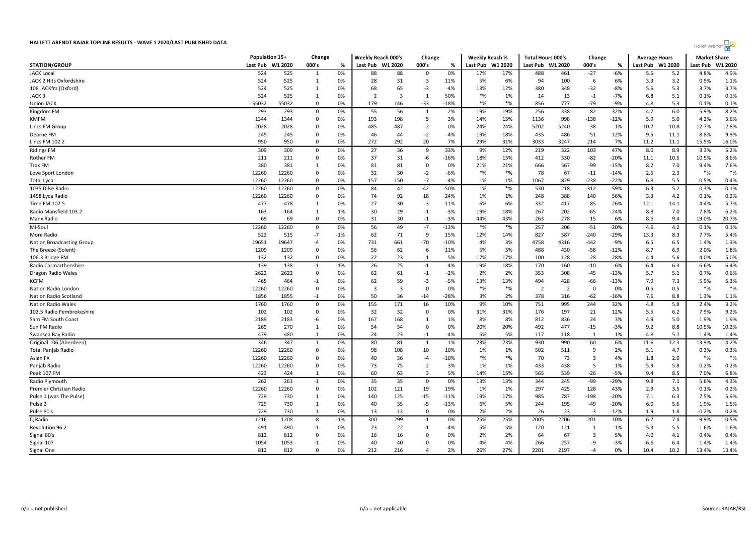# HALLETT ARENDT RAJAR TOPLINE RESULTS - WAVE 1 2020/LAST PUBLISHED DATA

| STATION/GROUP | Population 15+ | | Change | | Weekly Reach 000's | | Change | | Weekly Reach % | | Total Hours 000's | | Change | | Average Hours | | Market Share | |
|---|---|---|---|---|---|---|---|---|---|---|---|---|---|---|---|---|---|---|
| | Last Pub | W1 2020 | 000's | % | Last Pub | W1 2020 | 000's | % | Last Pub | W1 2020 | Last Pub | W1 2020 | 000's | % | Last Pub | W1 2020 | Last Pub | W1 2020 |
| JACK Local | 524 | 525 | 1 | 0% | 88 | 88 | 0 | 0% | 17% | 17% | 488 | 461 | -27 | -6% | 5.5 | 5.2 | 4.8% | 4.9% |
| JACK 2 Hits Oxfordshire | 524 | 525 | 1 | 0% | 28 | 31 | 3 | 11% | 5% | 6% | 94 | 100 | 6 | 6% | 3.3 | 3.2 | 0.9% | 1.1% |
| 106 JACKfm (Oxford) | 524 | 525 | 1 | 0% | 68 | 65 | -3 | -4% | 13% | 12% | 380 | 348 | -32 | -8% | 5.6 | 5.3 | 3.7% | 3.7% |
| JACK 3 | 524 | 525 | 1 | 0% | 2 | 3 | 1 | 50% | *% | 1% | 14 | 13 | -1 | -7% | 6.8 | 5.1 | 0.1% | 0.1% |
| Union JACK | 55032 | 55032 | 0 | 0% | 179 | 146 | -33 | -18% | *% | *% | 856 | 777 | -79 | -9% | 4.8 | 5.3 | 0.1% | 0.1% |
| Kingdom FM | 293 | 293 | 0 | 0% | 55 | 56 | 1 | 2% | 19% | 19% | 256 | 338 | 82 | 32% | 4.7 | 6.0 | 5.9% | 8.2% |
| KMFM | 1344 | 1344 | 0 | 0% | 193 | 198 | 5 | 3% | 14% | 15% | 1136 | 998 | -138 | -12% | 5.9 | 5.0 | 4.2% | 3.6% |
| Lincs FM Group | 2028 | 2028 | 0 | 0% | 485 | 487 | 2 | 0% | 24% | 24% | 5202 | 5240 | 38 | 1% | 10.7 | 10.8 | 12.7% | 12.8% |
| Dearne FM | 245 | 245 | 0 | 0% | 46 | 44 | -2 | -4% | 19% | 18% | 435 | 486 | 51 | 12% | 9.5 | 11.1 | 8.8% | 9.9% |
| Lincs FM 102.2 | 950 | 950 | 0 | 0% | 272 | 292 | 20 | 7% | 29% | 31% | 3033 | 3247 | 214 | 7% | 11.2 | 11.1 | 15.5% | 16.0% |
| Ridings FM | 309 | 309 | 0 | 0% | 27 | 36 | 9 | 33% | 9% | 12% | 219 | 322 | 103 | 47% | 8.0 | 8.9 | 3.3% | 5.2% |
| Rother FM | 211 | 211 | 0 | 0% | 37 | 31 | -6 | -16% | 18% | 15% | 412 | 330 | -82 | -20% | 11.1 | 10.5 | 10.5% | 8.6% |
| Trax FM | 380 | 381 | 1 | 0% | 81 | 81 | 0 | 0% | 21% | 21% | 666 | 567 | -99 | -15% | 8.2 | 7.0 | 9.4% | 7.6% |
| Love Sport London | 12260 | 12260 | 0 | 0% | 32 | 30 | -2 | -6% | *% | *% | 78 | 67 | -11 | -14% | 2.5 | 2.3 | *% | *% |
| Total Lyca | 12260 | 12260 | 0 | 0% | 157 | 150 | -7 | -4% | 1% | 1% | 1067 | 829 | -238 | -22% | 6.8 | 5.5 | 0.5% | 0.4% |
| 1035 Dilse Radio | 12260 | 12260 | 0 | 0% | 84 | 42 | -42 | -50% | 1% | *% | 530 | 218 | -312 | -59% | 6.3 | 5.2 | 0.3% | 0.1% |
| 1458 Lyca Radio | 12260 | 12260 | 0 | 0% | 74 | 92 | 18 | 24% | 1% | 1% | 248 | 388 | 140 | 56% | 3.3 | 4.2 | 0.1% | 0.2% |
| Time FM 107.5 | 477 | 478 | 1 | 0% | 27 | 30 | 3 | 11% | 6% | 6% | 332 | 417 | 85 | 26% | 12.1 | 14.1 | 4.4% | 5.7% |
| Radio Mansfield 103.2 | 163 | 164 | 1 | 1% | 30 | 29 | -1 | -3% | 19% | 18% | 267 | 202 | -65 | -24% | 8.8 | 7.0 | 7.8% | 6.2% |
| Manx Radio | 69 | 69 | 0 | 0% | 31 | 30 | -1 | -3% | 44% | 43% | 263 | 278 | 15 | 6% | 8.6 | 9.4 | 19.0% | 20.7% |
| Mi-Soul | 12260 | 12260 | 0 | 0% | 56 | 49 | -7 | -13% | *% | *% | 257 | 206 | -51 | -20% | 4.6 | 4.2 | 0.1% | 0.1% |
| More Radio | 522 | 515 | -7 | -1% | 62 | 71 | 9 | 15% | 12% | 14% | 827 | 587 | -240 | -29% | 13.3 | 8.3 | 7.7% | 5.4% |
| Nation Broadcasting Group | 19651 | 19647 | -4 | 0% | 731 | 661 | -70 | -10% | 4% | 3% | 4758 | 4316 | -442 | -9% | 6.5 | 6.5 | 1.4% | 1.3% |
| The Breeze (Solent) | 1209 | 1209 | 0 | 0% | 56 | 62 | 6 | 11% | 5% | 5% | 488 | 430 | -58 | -12% | 8.7 | 6.9 | 2.0% | 1.8% |
| 106.3 Bridge FM | 132 | 132 | 0 | 0% | 22 | 23 | 1 | 5% | 17% | 17% | 100 | 128 | 28 | 28% | 4.4 | 5.6 | 4.0% | 5.0% |
| Radio Carmarthenshire | 139 | 138 | -1 | -1% | 26 | 25 | -1 | -4% | 19% | 18% | 170 | 160 | -10 | -6% | 6.4 | 6.3 | 6.6% | 6.4% |
| Dragon Radio Wales | 2622 | 2622 | 0 | 0% | 62 | 61 | -1 | -2% | 2% | 2% | 353 | 308 | -45 | -13% | 5.7 | 5.1 | 0.7% | 0.6% |
| KCFM | 465 | 464 | -1 | 0% | 62 | 59 | -3 | -5% | 13% | 13% | 494 | 428 | -66 | -13% | 7.9 | 7.3 | 5.9% | 5.3% |
| Nation Radio London | 12260 | 12260 | 0 | 0% | 3 | 3 | 0 | 0% | *% | *% | 2 | 2 | 0 | 0% | 0.5 | 0.5 | *% | *% |
| Nation Radio Scotland | 1856 | 1855 | -1 | 0% | 50 | 36 | -14 | -28% | 3% | 2% | 378 | 316 | -62 | -16% | 7.6 | 8.8 | 1.3% | 1.1% |
| Nation Radio Wales | 1760 | 1760 | 0 | 0% | 155 | 171 | 16 | 10% | 9% | 10% | 751 | 995 | 244 | 32% | 4.8 | 5.8 | 2.4% | 3.2% |
| 102.5 Radio Pembrokeshire | 102 | 102 | 0 | 0% | 32 | 32 | 0 | 0% | 31% | 31% | 176 | 197 | 21 | 12% | 5.5 | 6.2 | 7.9% | 9.2% |
| Sam FM South Coast | 2189 | 2183 | -6 | 0% | 167 | 168 | 1 | 1% | 8% | 8% | 812 | 836 | 24 | 3% | 4.9 | 5.0 | 1.9% | 1.9% |
| Sun FM Radio | 269 | 270 | 1 | 0% | 54 | 54 | 0 | 0% | 20% | 20% | 492 | 477 | -15 | -3% | 9.2 | 8.8 | 10.5% | 10.2% |
| Swansea Bay Radio | 479 | 480 | 1 | 0% | 24 | 23 | -1 | -4% | 5% | 5% | 117 | 118 | 1 | 1% | 4.8 | 5.1 | 1.4% | 1.4% |
| Original 106 (Aberdeen) | 346 | 347 | 1 | 0% | 80 | 81 | 1 | 1% | 23% | 23% | 930 | 990 | 60 | 6% | 11.6 | 12.3 | 13.9% | 14.2% |
| Total Panjab Radio | 12260 | 12260 | 0 | 0% | 98 | 108 | 10 | 10% | 1% | 1% | 502 | 511 | 9 | 2% | 5.1 | 4.7 | 0.3% | 0.3% |
| Asian FX | 12260 | 12260 | 0 | 0% | 40 | 36 | -4 | -10% | *% | *% | 70 | 73 | 3 | 4% | 1.8 | 2.0 | *% | *% |
| Panjab Radio | 12260 | 12260 | 0 | 0% | 73 | 75 | 2 | 3% | 1% | 1% | 433 | 438 | 5 | 1% | 5.9 | 5.8 | 0.2% | 0.2% |
| Peak 107 FM | 423 | 424 | 1 | 0% | 60 | 63 | 3 | 5% | 14% | 15% | 565 | 539 | -26 | -5% | 9.4 | 8.5 | 7.0% | 6.8% |
| Radio Plymouth | 262 | 261 | -1 | 0% | 35 | 35 | 0 | 0% | 13% | 13% | 344 | 245 | -99 | -29% | 9.8 | 7.1 | 5.6% | 4.3% |
| Premier Christian Radio | 12260 | 12260 | 0 | 0% | 102 | 121 | 19 | 19% | 1% | 1% | 297 | 425 | 128 | 43% | 2.9 | 3.5 | 0.1% | 0.2% |
| Pulse 1 (was The Pulse) | 729 | 730 | 1 | 0% | 140 | 125 | -15 | -11% | 19% | 17% | 985 | 787 | -198 | -20% | 7.1 | 6.3 | 7.5% | 5.9% |
| Pulse 2 | 729 | 730 | 1 | 0% | 40 | 35 | -5 | -13% | 6% | 5% | 244 | 195 | -49 | -20% | 6.0 | 5.6 | 1.9% | 1.5% |
| Pulse 80's | 729 | 730 | 1 | 0% | 13 | 13 | 0 | 0% | 2% | 2% | 26 | 23 | -3 | -12% | 1.9 | 1.8 | 0.2% | 0.2% |
| Q Radio | 1216 | 1208 | -8 | -1% | 300 | 299 | -1 | 0% | 25% | 25% | 2005 | 2206 | 201 | 10% | 6.7 | 7.4 | 9.9% | 10.5% |
| Revolution 96.2 | 491 | 490 | -1 | 0% | 23 | 22 | -1 | -4% | 5% | 5% | 120 | 121 | 1 | 1% | 5.3 | 5.5 | 1.6% | 1.6% |
| Signal 80's | 812 | 812 | 0 | 0% | 16 | 16 | 0 | 0% | 2% | 2% | 64 | 67 | 3 | 5% | 4.0 | 4.1 | 0.4% | 0.4% |
| Signal 107 | 1054 | 1053 | -1 | 0% | 40 | 40 | 0 | 0% | 4% | 4% | 266 | 257 | -9 | -3% | 6.6 | 6.4 | 1.4% | 1.4% |
| Signal One | 812 | 812 | 0 | 0% | 212 | 216 | 4 | 2% | 26% | 27% | 2201 | 2197 | -4 | 0% | 10.4 | 10.2 | 13.4% | 13.4% |

n/p = not published    n/a = not applicable    Source: RAJAR/RSL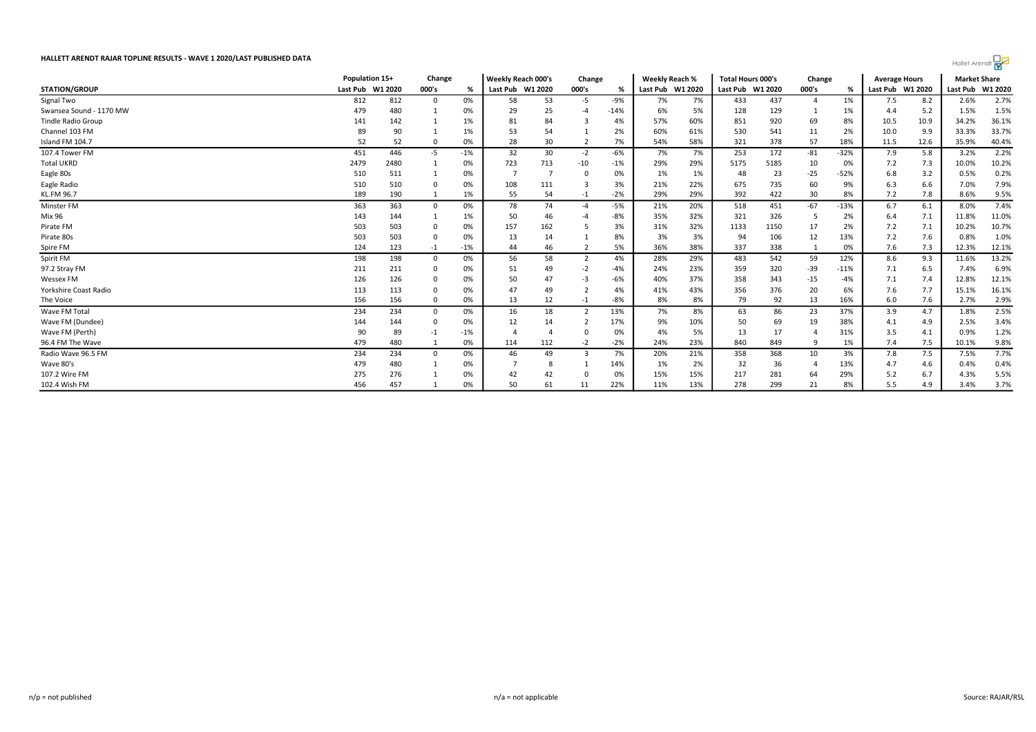**HALLETT ARENDT RAJAR TOPLINE RESULTS - WAVE 1 2020/LAST PUBLISHED DATA**

| STATION/GROUP | Population 15+ | | Change | | Weekly Reach 000's | | Change | | Weekly Reach % | | Total Hours 000's | | Change | | Average Hours | | Market Share | |
|---|---|---|---|---|---|---|---|---|---|---|---|---|---|---|---|---|---|---|
| | Last Pub | W1 2020 | 000's | % | Last Pub | W1 2020 | 000's | % | Last Pub | W1 2020 | Last Pub | W1 2020 | 000's | % | Last Pub | W1 2020 | Last Pub | W1 2020 |
| Signal Two | 812 | 812 | 0 | 0% | 58 | 53 | -5 | -9% | 7% | 7% | 433 | 437 | 4 | 1% | 7.5 | 8.2 | 2.6% | 2.7% |
| Swansea Sound - 1170 MW | 479 | 480 | 1 | 0% | 29 | 25 | -4 | -14% | 6% | 5% | 128 | 129 | 1 | 1% | 4.4 | 5.2 | 1.5% | 1.5% |
| Tindle Radio Group | 141 | 142 | 1 | 1% | 81 | 84 | 3 | 4% | 57% | 60% | 851 | 920 | 69 | 8% | 10.5 | 10.9 | 34.2% | 36.1% |
| Channel 103 FM | 89 | 90 | 1 | 1% | 53 | 54 | 1 | 2% | 60% | 61% | 530 | 541 | 11 | 2% | 10.0 | 9.9 | 33.3% | 33.7% |
| Island FM 104.7 | 52 | 52 | 0 | 0% | 28 | 30 | 2 | 7% | 54% | 58% | 321 | 378 | 57 | 18% | 11.5 | 12.6 | 35.9% | 40.4% |
| 107.4 Tower FM | 451 | 446 | -5 | -1% | 32 | 30 | -2 | -6% | 7% | 7% | 253 | 172 | -81 | -32% | 7.9 | 5.8 | 3.2% | 2.2% |
| Total UKRD | 2479 | 2480 | 1 | 0% | 723 | 713 | -10 | -1% | 29% | 29% | 5175 | 5185 | 10 | 0% | 7.2 | 7.3 | 10.0% | 10.2% |
| Eagle 80s | 510 | 511 | 1 | 0% | 7 | 7 | 0 | 0% | 1% | 1% | 48 | 23 | -25 | -52% | 6.8 | 3.2 | 0.5% | 0.2% |
| Eagle Radio | 510 | 510 | 0 | 0% | 108 | 111 | 3 | 3% | 21% | 22% | 675 | 735 | 60 | 9% | 6.3 | 6.6 | 7.0% | 7.9% |
| KL.FM 96.7 | 189 | 190 | 1 | 1% | 55 | 54 | -1 | -2% | 29% | 29% | 392 | 422 | 30 | 8% | 7.2 | 7.8 | 8.6% | 9.5% |
| Minster FM | 363 | 363 | 0 | 0% | 78 | 74 | -4 | -5% | 21% | 20% | 518 | 451 | -67 | -13% | 6.7 | 6.1 | 8.0% | 7.4% |
| Mix 96 | 143 | 144 | 1 | 1% | 50 | 46 | -4 | -8% | 35% | 32% | 321 | 326 | 5 | 2% | 6.4 | 7.1 | 11.8% | 11.0% |
| Pirate FM | 503 | 503 | 0 | 0% | 157 | 162 | 5 | 3% | 31% | 32% | 1133 | 1150 | 17 | 2% | 7.2 | 7.1 | 10.2% | 10.7% |
| Pirate 80s | 503 | 503 | 0 | 0% | 13 | 14 | 1 | 8% | 3% | 3% | 94 | 106 | 12 | 13% | 7.2 | 7.6 | 0.8% | 1.0% |
| Spire FM | 124 | 123 | -1 | -1% | 44 | 46 | 2 | 5% | 36% | 38% | 337 | 338 | 1 | 0% | 7.6 | 7.3 | 12.3% | 12.1% |
| Spirit FM | 198 | 198 | 0 | 0% | 56 | 58 | 2 | 4% | 28% | 29% | 483 | 542 | 59 | 12% | 8.6 | 9.3 | 11.6% | 13.2% |
| 97.2 Stray FM | 211 | 211 | 0 | 0% | 51 | 49 | -2 | -4% | 24% | 23% | 359 | 320 | -39 | -11% | 7.1 | 6.5 | 7.4% | 6.9% |
| Wessex FM | 126 | 126 | 0 | 0% | 50 | 47 | -3 | -6% | 40% | 37% | 358 | 343 | -15 | -4% | 7.1 | 7.4 | 12.8% | 12.1% |
| Yorkshire Coast Radio | 113 | 113 | 0 | 0% | 47 | 49 | 2 | 4% | 41% | 43% | 356 | 376 | 20 | 6% | 7.6 | 7.7 | 15.1% | 16.1% |
| The Voice | 156 | 156 | 0 | 0% | 13 | 12 | -1 | -8% | 8% | 8% | 79 | 92 | 13 | 16% | 6.0 | 7.6 | 2.7% | 2.9% |
| Wave FM Total | 234 | 234 | 0 | 0% | 16 | 18 | 2 | 13% | 7% | 8% | 63 | 86 | 23 | 37% | 3.9 | 4.7 | 1.8% | 2.5% |
| Wave FM (Dundee) | 144 | 144 | 0 | 0% | 12 | 14 | 2 | 17% | 9% | 10% | 50 | 69 | 19 | 38% | 4.1 | 4.9 | 2.5% | 3.4% |
| Wave FM (Perth) | 90 | 89 | -1 | -1% | 4 | 4 | 0 | 0% | 4% | 5% | 13 | 17 | 4 | 31% | 3.5 | 4.1 | 0.9% | 1.2% |
| 96.4 FM The Wave | 479 | 480 | 1 | 0% | 114 | 112 | -2 | -2% | 24% | 23% | 840 | 849 | 9 | 1% | 7.4 | 7.5 | 10.1% | 9.8% |
| Radio Wave 96.5 FM | 234 | 234 | 0 | 0% | 46 | 49 | 3 | 7% | 20% | 21% | 358 | 368 | 10 | 3% | 7.8 | 7.5 | 7.5% | 7.7% |
| Wave 80's | 479 | 480 | 1 | 0% | 7 | 8 | 1 | 14% | 1% | 2% | 32 | 36 | 4 | 13% | 4.7 | 4.6 | 0.4% | 0.4% |
| 107.2 Wire FM | 275 | 276 | 1 | 0% | 42 | 42 | 0 | 0% | 15% | 15% | 217 | 281 | 64 | 29% | 5.2 | 6.7 | 4.3% | 5.5% |
| 102.4 Wish FM | 456 | 457 | 1 | 0% | 50 | 61 | 11 | 22% | 11% | 13% | 278 | 299 | 21 | 8% | 5.5 | 4.9 | 3.4% | 3.7% |

n/p = not published    n/a = not applicable    Source: RAJAR/RSL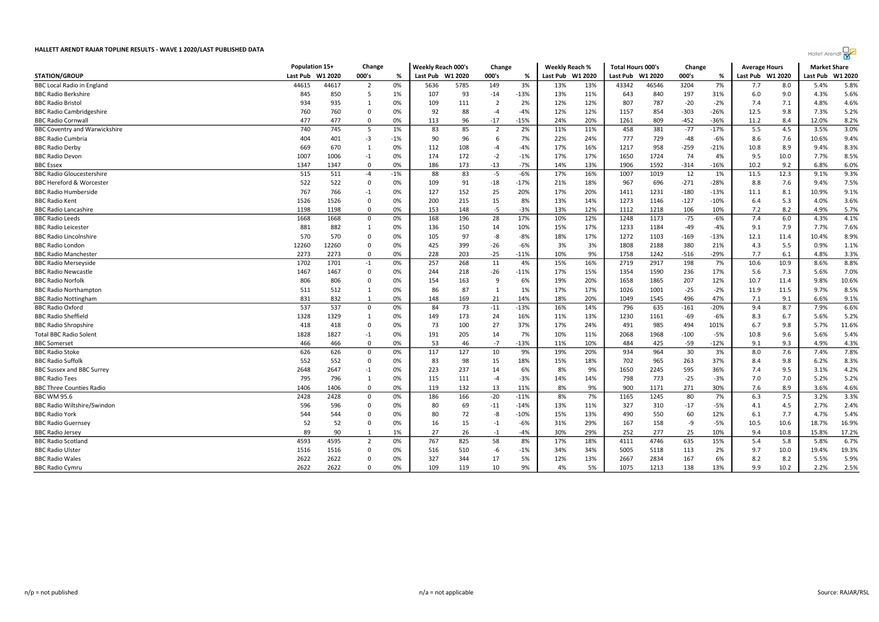## HALLETT ARENDT RAJAR TOPLINE RESULTS - WAVE 1 2020/LAST PUBLISHED DATA

| STATION/GROUP | Population 15+ | | Change | | Weekly Reach 000's | | Change | | Weekly Reach % | | Total Hours 000's | | Change | | Average Hours | | Market Share | |
|---|---|---|---|---|---|---|---|---|---|---|---|---|---|---|---|---|---|---|
| | Last Pub | W1 2020 | 000's | % | Last Pub | W1 2020 | 000's | % | Last Pub | W1 2020 | Last Pub | W1 2020 | 000's | % | Last Pub | W1 2020 | Last Pub | W1 2020 |
| BBC Local Radio in England | 44615 | 44617 | 2 | 0% | 5636 | 5785 | 149 | 3% | 13% | 13% | 43342 | 46546 | 3204 | 7% | 7.7 | 8.0 | 5.4% | 5.8% |
| BBC Radio Berkshire | 845 | 850 | 5 | 1% | 107 | 93 | -14 | -13% | 13% | 11% | 643 | 840 | 197 | 31% | 6.0 | 9.0 | 4.3% | 5.6% |
| BBC Radio Bristol | 934 | 935 | 1 | 0% | 109 | 111 | 2 | 2% | 12% | 12% | 807 | 787 | -20 | -2% | 7.4 | 7.1 | 4.8% | 4.6% |
| BBC Radio Cambridgeshire | 760 | 760 | 0 | 0% | 92 | 88 | -4 | -4% | 12% | 12% | 1157 | 854 | -303 | -26% | 12.5 | 9.8 | 7.3% | 5.2% |
| BBC Radio Cornwall | 477 | 477 | 0 | 0% | 113 | 96 | -17 | -15% | 24% | 20% | 1261 | 809 | -452 | -36% | 11.2 | 8.4 | 12.0% | 8.2% |
| BBC Coventry and Warwickshire | 740 | 745 | 5 | 1% | 83 | 85 | 2 | 2% | 11% | 11% | 458 | 381 | -77 | -17% | 5.5 | 4.5 | 3.5% | 3.0% |
| BBC Radio Cumbria | 404 | 401 | -3 | -1% | 90 | 96 | 6 | 7% | 22% | 24% | 777 | 729 | -48 | -6% | 8.6 | 7.6 | 10.6% | 9.4% |
| BBC Radio Derby | 669 | 670 | 1 | 0% | 112 | 108 | -4 | -4% | 17% | 16% | 1217 | 958 | -259 | -21% | 10.8 | 8.9 | 9.4% | 8.3% |
| BBC Radio Devon | 1007 | 1006 | -1 | 0% | 174 | 172 | -2 | -1% | 17% | 17% | 1650 | 1724 | 74 | 4% | 9.5 | 10.0 | 7.7% | 8.5% |
| BBC Essex | 1347 | 1347 | 0 | 0% | 186 | 173 | -13 | -7% | 14% | 13% | 1906 | 1592 | -314 | -16% | 10.2 | 9.2 | 6.8% | 6.0% |
| BBC Radio Gloucestershire | 515 | 511 | -4 | -1% | 88 | 83 | -5 | -6% | 17% | 16% | 1007 | 1019 | 12 | 1% | 11.5 | 12.3 | 9.1% | 9.3% |
| BBC Hereford & Worcester | 522 | 522 | 0 | 0% | 109 | 91 | -18 | -17% | 21% | 18% | 967 | 696 | -271 | -28% | 8.8 | 7.6 | 9.4% | 7.5% |
| BBC Radio Humberside | 767 | 766 | -1 | 0% | 127 | 152 | 25 | 20% | 17% | 20% | 1411 | 1231 | -180 | -13% | 11.1 | 8.1 | 10.9% | 9.1% |
| BBC Radio Kent | 1526 | 1526 | 0 | 0% | 200 | 215 | 15 | 8% | 13% | 14% | 1273 | 1146 | -127 | -10% | 6.4 | 5.3 | 4.0% | 3.6% |
| BBC Radio Lancashire | 1198 | 1198 | 0 | 0% | 153 | 148 | -5 | -3% | 13% | 12% | 1112 | 1218 | 106 | 10% | 7.2 | 8.2 | 4.9% | 5.7% |
| BBC Radio Leeds | 1668 | 1668 | 0 | 0% | 168 | 196 | 28 | 17% | 10% | 12% | 1248 | 1173 | -75 | -6% | 7.4 | 6.0 | 4.3% | 4.1% |
| BBC Radio Leicester | 881 | 882 | 1 | 0% | 136 | 150 | 14 | 10% | 15% | 17% | 1233 | 1184 | -49 | -4% | 9.1 | 7.9 | 7.7% | 7.6% |
| BBC Radio Lincolnshire | 570 | 570 | 0 | 0% | 105 | 97 | -8 | -8% | 18% | 17% | 1272 | 1103 | -169 | -13% | 12.1 | 11.4 | 10.4% | 8.9% |
| BBC Radio London | 12260 | 12260 | 0 | 0% | 425 | 399 | -26 | -6% | 3% | 3% | 1808 | 2188 | 380 | 21% | 4.3 | 5.5 | 0.9% | 1.1% |
| BBC Radio Manchester | 2273 | 2273 | 0 | 0% | 228 | 203 | -25 | -11% | 10% | 9% | 1758 | 1242 | -516 | -29% | 7.7 | 6.1 | 4.8% | 3.3% |
| BBC Radio Merseyside | 1702 | 1701 | -1 | 0% | 257 | 268 | 11 | 4% | 15% | 16% | 2719 | 2917 | 198 | 7% | 10.6 | 10.9 | 8.6% | 8.8% |
| BBC Radio Newcastle | 1467 | 1467 | 0 | 0% | 244 | 218 | -26 | -11% | 17% | 15% | 1354 | 1590 | 236 | 17% | 5.6 | 7.3 | 5.6% | 7.0% |
| BBC Radio Norfolk | 806 | 806 | 0 | 0% | 154 | 163 | 9 | 6% | 19% | 20% | 1658 | 1865 | 207 | 12% | 10.7 | 11.4 | 9.8% | 10.6% |
| BBC Radio Northampton | 511 | 512 | 1 | 0% | 86 | 87 | 1 | 1% | 17% | 17% | 1026 | 1001 | -25 | -2% | 11.9 | 11.5 | 9.7% | 8.5% |
| BBC Radio Nottingham | 831 | 832 | 1 | 0% | 148 | 169 | 21 | 14% | 18% | 20% | 1049 | 1545 | 496 | 47% | 7.1 | 9.1 | 6.6% | 9.1% |
| BBC Radio Oxford | 537 | 537 | 0 | 0% | 84 | 73 | -11 | -13% | 16% | 14% | 796 | 635 | -161 | -20% | 9.4 | 8.7 | 7.9% | 6.6% |
| BBC Radio Sheffield | 1328 | 1329 | 1 | 0% | 149 | 173 | 24 | 16% | 11% | 13% | 1230 | 1161 | -69 | -6% | 8.3 | 6.7 | 5.6% | 5.2% |
| BBC Radio Shropshire | 418 | 418 | 0 | 0% | 73 | 100 | 27 | 37% | 17% | 24% | 491 | 985 | 494 | 101% | 6.7 | 9.8 | 5.7% | 11.6% |
| Total BBC Radio Solent | 1828 | 1827 | -1 | 0% | 191 | 205 | 14 | 7% | 10% | 11% | 2068 | 1968 | -100 | -5% | 10.8 | 9.6 | 5.6% | 5.4% |
| BBC Somerset | 466 | 466 | 0 | 0% | 53 | 46 | -7 | -13% | 11% | 10% | 484 | 425 | -59 | -12% | 9.1 | 9.3 | 4.9% | 4.3% |
| BBC Radio Stoke | 626 | 626 | 0 | 0% | 117 | 127 | 10 | 9% | 19% | 20% | 934 | 964 | 30 | 3% | 8.0 | 7.6 | 7.4% | 7.8% |
| BBC Radio Suffolk | 552 | 552 | 0 | 0% | 83 | 98 | 15 | 18% | 15% | 18% | 702 | 965 | 263 | 37% | 8.4 | 9.8 | 6.2% | 8.3% |
| BBC Sussex and BBC Surrey | 2648 | 2647 | -1 | 0% | 223 | 237 | 14 | 6% | 8% | 9% | 1650 | 2245 | 595 | 36% | 7.4 | 9.5 | 3.1% | 4.2% |
| BBC Radio Tees | 795 | 796 | 1 | 0% | 115 | 111 | -4 | -3% | 14% | 14% | 798 | 773 | -25 | -3% | 7.0 | 7.0 | 5.2% | 5.2% |
| BBC Three Counties Radio | 1406 | 1406 | 0 | 0% | 119 | 132 | 13 | 11% | 8% | 9% | 900 | 1171 | 271 | 30% | 7.6 | 8.9 | 3.6% | 4.6% |
| BBC WM 95.6 | 2428 | 2428 | 0 | 0% | 186 | 166 | -20 | -11% | 8% | 7% | 1165 | 1245 | 80 | 7% | 6.3 | 7.5 | 3.2% | 3.3% |
| BBC Radio Wiltshire/Swindon | 596 | 596 | 0 | 0% | 80 | 69 | -11 | -14% | 13% | 11% | 327 | 310 | -17 | -5% | 4.1 | 4.5 | 2.7% | 2.4% |
| BBC Radio York | 544 | 544 | 0 | 0% | 80 | 72 | -8 | -10% | 15% | 13% | 490 | 550 | 60 | 12% | 6.1 | 7.7 | 4.7% | 5.4% |
| BBC Radio Guernsey | 52 | 52 | 0 | 0% | 16 | 15 | -1 | -6% | 31% | 29% | 167 | 158 | -9 | -5% | 10.5 | 10.6 | 18.7% | 16.9% |
| BBC Radio Jersey | 89 | 90 | 1 | 1% | 27 | 26 | -1 | -4% | 30% | 29% | 252 | 277 | 25 | 10% | 9.4 | 10.8 | 15.8% | 17.2% |
| BBC Radio Scotland | 4593 | 4595 | 2 | 0% | 767 | 825 | 58 | 8% | 17% | 18% | 4111 | 4746 | 635 | 15% | 5.4 | 5.8 | 5.8% | 6.7% |
| BBC Radio Ulster | 1516 | 1516 | 0 | 0% | 516 | 510 | -6 | -1% | 34% | 34% | 5005 | 5118 | 113 | 2% | 9.7 | 10.0 | 19.4% | 19.3% |
| BBC Radio Wales | 2622 | 2622 | 0 | 0% | 327 | 344 | 17 | 5% | 12% | 13% | 2667 | 2834 | 167 | 6% | 8.2 | 8.2 | 5.5% | 5.9% |
| BBC Radio Cymru | 2622 | 2622 | 0 | 0% | 109 | 119 | 10 | 9% | 4% | 5% | 1075 | 1213 | 138 | 13% | 9.9 | 10.2 | 2.2% | 2.5% |

n/p = not published

n/a = not applicable

Source: RAJAR/RSL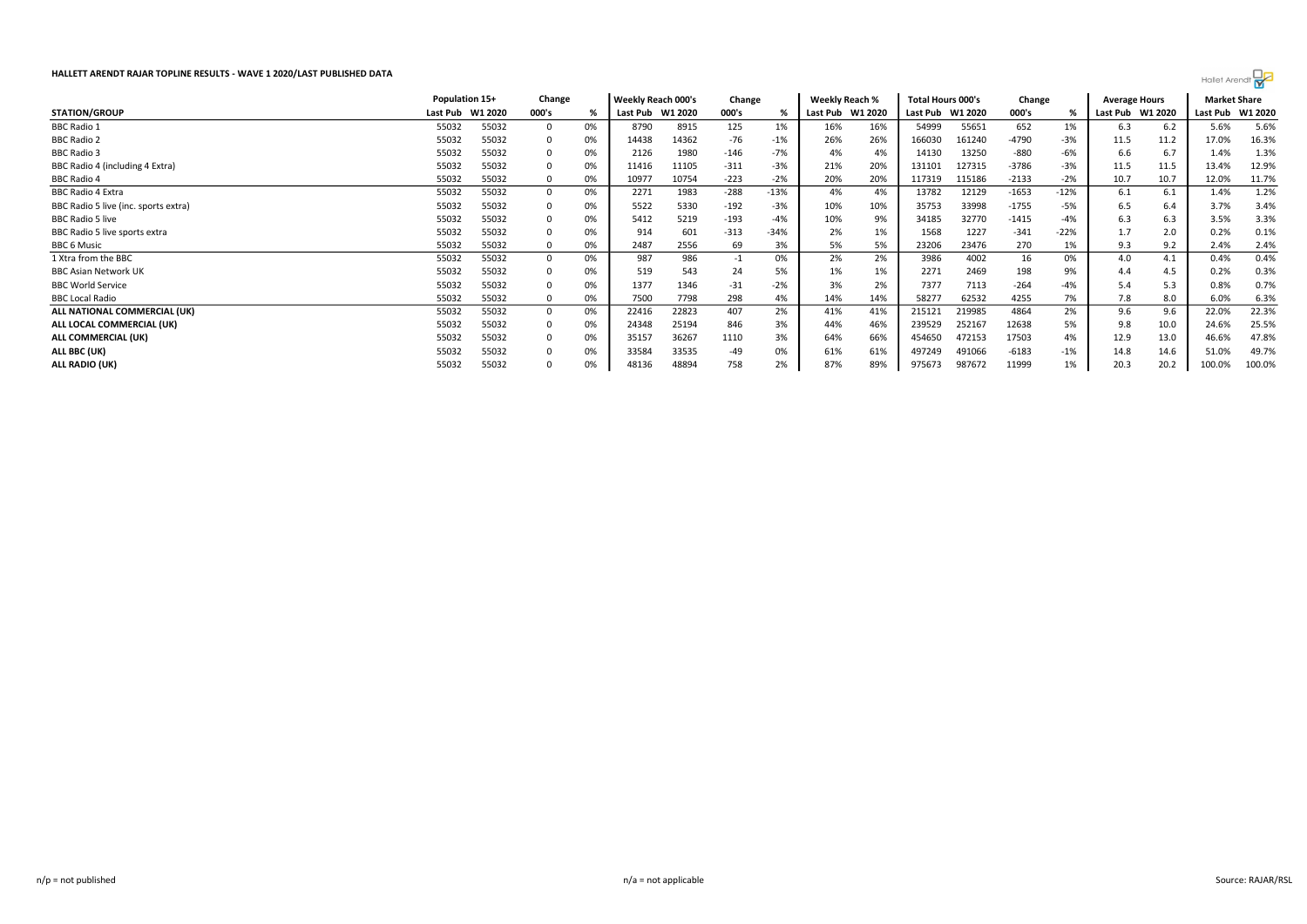**HALLETT ARENDT RAJAR TOPLINE RESULTS - WAVE 1 2020/LAST PUBLISHED DATA**

| | Population 15+ | | Change | | Weekly Reach 000's | | Change | | Weekly Reach % | | Total Hours 000's | | Change | | Average Hours | | Market Share | |
|---|---|---|---|---|---|---|---|---|---|---|---|---|---|---|---|---|---|---|
| STATION/GROUP | Last Pub | W1 2020 | 000's | % | Last Pub | W1 2020 | 000's | % | Last Pub | W1 2020 | Last Pub | W1 2020 | 000's | % | Last Pub | W1 2020 | Last Pub | W1 2020 |
| BBC Radio 1 | 55032 | 55032 | 0 | 0% | 8790 | 8915 | 125 | 1% | 16% | 16% | 54999 | 55651 | 652 | 1% | 6.3 | 6.2 | 5.6% | 5.6% |
| BBC Radio 2 | 55032 | 55032 | 0 | 0% | 14438 | 14362 | -76 | -1% | 26% | 26% | 166030 | 161240 | -4790 | -3% | 11.5 | 11.2 | 17.0% | 16.3% |
| BBC Radio 3 | 55032 | 55032 | 0 | 0% | 2126 | 1980 | -146 | -7% | 4% | 4% | 14130 | 13250 | -880 | -6% | 6.6 | 6.7 | 1.4% | 1.3% |
| BBC Radio 4 (including 4 Extra) | 55032 | 55032 | 0 | 0% | 11416 | 11105 | -311 | -3% | 21% | 20% | 131101 | 127315 | -3786 | -3% | 11.5 | 11.5 | 13.4% | 12.9% |
| BBC Radio 4 | 55032 | 55032 | 0 | 0% | 10977 | 10754 | -223 | -2% | 20% | 20% | 117319 | 115186 | -2133 | -2% | 10.7 | 10.7 | 12.0% | 11.7% |
| BBC Radio 4 Extra | 55032 | 55032 | 0 | 0% | 2271 | 1983 | -288 | -13% | 4% | 4% | 13782 | 12129 | -1653 | -12% | 6.1 | 6.1 | 1.4% | 1.2% |
| BBC Radio 5 live (inc. sports extra) | 55032 | 55032 | 0 | 0% | 5522 | 5330 | -192 | -3% | 10% | 10% | 35753 | 33998 | -1755 | -5% | 6.5 | 6.4 | 3.7% | 3.4% |
| BBC Radio 5 live | 55032 | 55032 | 0 | 0% | 5412 | 5219 | -193 | -4% | 10% | 9% | 34185 | 32770 | -1415 | -4% | 6.3 | 6.3 | 3.5% | 3.3% |
| BBC Radio 5 live sports extra | 55032 | 55032 | 0 | 0% | 914 | 601 | -313 | -34% | 2% | 1% | 1568 | 1227 | -341 | -22% | 1.7 | 2.0 | 0.2% | 0.1% |
| BBC 6 Music | 55032 | 55032 | 0 | 0% | 2487 | 2556 | 69 | 3% | 5% | 5% | 23206 | 23476 | 270 | 1% | 9.3 | 9.2 | 2.4% | 2.4% |
| 1 Xtra from the BBC | 55032 | 55032 | 0 | 0% | 987 | 986 | -1 | 0% | 2% | 2% | 3986 | 4002 | 16 | 0% | 4.0 | 4.1 | 0.4% | 0.4% |
| BBC Asian Network UK | 55032 | 55032 | 0 | 0% | 519 | 543 | 24 | 5% | 1% | 1% | 2271 | 2469 | 198 | 9% | 4.4 | 4.5 | 0.2% | 0.3% |
| BBC World Service | 55032 | 55032 | 0 | 0% | 1377 | 1346 | -31 | -2% | 3% | 2% | 7377 | 7113 | -264 | -4% | 5.4 | 5.3 | 0.8% | 0.7% |
| BBC Local Radio | 55032 | 55032 | 0 | 0% | 7500 | 7798 | 298 | 4% | 14% | 14% | 58277 | 62532 | 4255 | 7% | 7.8 | 8.0 | 6.0% | 6.3% |
| **ALL NATIONAL COMMERCIAL (UK)** | 55032 | 55032 | 0 | 0% | 22416 | 22823 | 407 | 2% | 41% | 41% | 215121 | 219985 | 4864 | 2% | 9.6 | 9.6 | 22.0% | 22.3% |
| **ALL LOCAL COMMERCIAL (UK)** | 55032 | 55032 | 0 | 0% | 24348 | 25194 | 846 | 3% | 44% | 46% | 239529 | 252167 | 12638 | 5% | 9.8 | 10.0 | 24.6% | 25.5% |
| **ALL COMMERCIAL (UK)** | 55032 | 55032 | 0 | 0% | 35157 | 36267 | 1110 | 3% | 64% | 66% | 454650 | 472153 | 17503 | 4% | 12.9 | 13.0 | 46.6% | 47.8% |
| **ALL BBC (UK)** | 55032 | 55032 | 0 | 0% | 33584 | 33535 | -49 | 0% | 61% | 61% | 497249 | 491066 | -6183 | -1% | 14.8 | 14.6 | 51.0% | 49.7% |
| **ALL RADIO (UK)** | 55032 | 55032 | 0 | 0% | 48136 | 48894 | 758 | 2% | 87% | 89% | 975673 | 987672 | 11999 | 1% | 20.3 | 20.2 | 100.0% | 100.0% |

n/p = not published

n/a = not applicable

Source: RAJAR/RSL